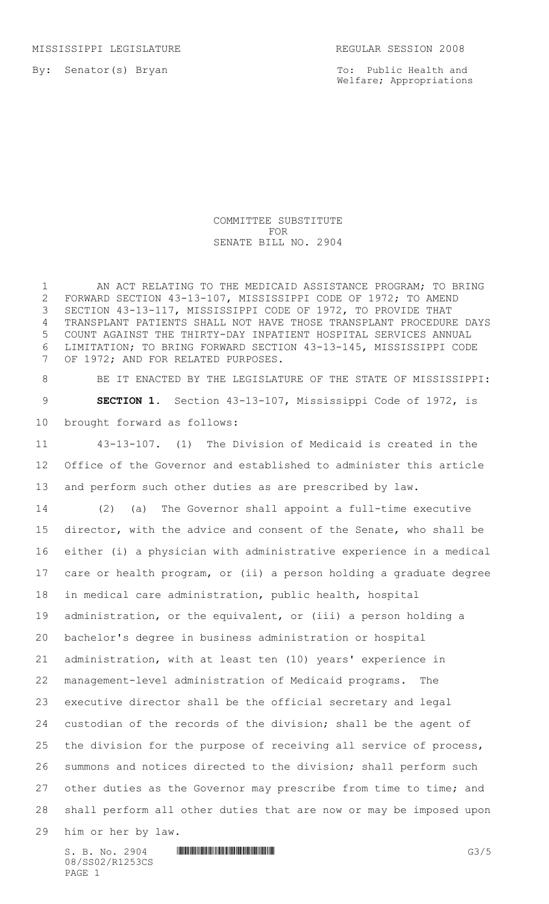MISSISSIPPI LEGISLATURE REGULAR SESSION 2008

By: Senator(s) Bryan

To: Public Health and Welfare; Appropriations

COMMITTEE SUBSTITUTE
FOR
SENATE BILL NO. 2904

AN ACT RELATING TO THE MEDICAID ASSISTANCE PROGRAM; TO BRING FORWARD SECTION 43-13-107, MISSISSIPPI CODE OF 1972; TO AMEND SECTION 43-13-117, MISSISSIPPI CODE OF 1972, TO PROVIDE THAT TRANSPLANT PATIENTS SHALL NOT HAVE THOSE TRANSPLANT PROCEDURE DAYS COUNT AGAINST THE THIRTY-DAY INPATIENT HOSPITAL SERVICES ANNUAL LIMITATION; TO BRING FORWARD SECTION 43-13-145, MISSISSIPPI CODE OF 1972; AND FOR RELATED PURPOSES.

BE IT ENACTED BY THE LEGISLATURE OF THE STATE OF MISSISSIPPI:

**SECTION 1.** Section 43-13-107, Mississippi Code of 1972, is brought forward as follows:

43-13-107. (1) The Division of Medicaid is created in the Office of the Governor and established to administer this article and perform such other duties as are prescribed by law.

(2) (a) The Governor shall appoint a full-time executive director, with the advice and consent of the Senate, who shall be either (i) a physician with administrative experience in a medical care or health program, or (ii) a person holding a graduate degree in medical care administration, public health, hospital administration, or the equivalent, or (iii) a person holding a bachelor's degree in business administration or hospital administration, with at least ten (10) years' experience in management-level administration of Medicaid programs. The executive director shall be the official secretary and legal custodian of the records of the division; shall be the agent of the division for the purpose of receiving all service of process, summons and notices directed to the division; shall perform such other duties as the Governor may prescribe from time to time; and shall perform all other duties that are now or may be imposed upon him or her by law.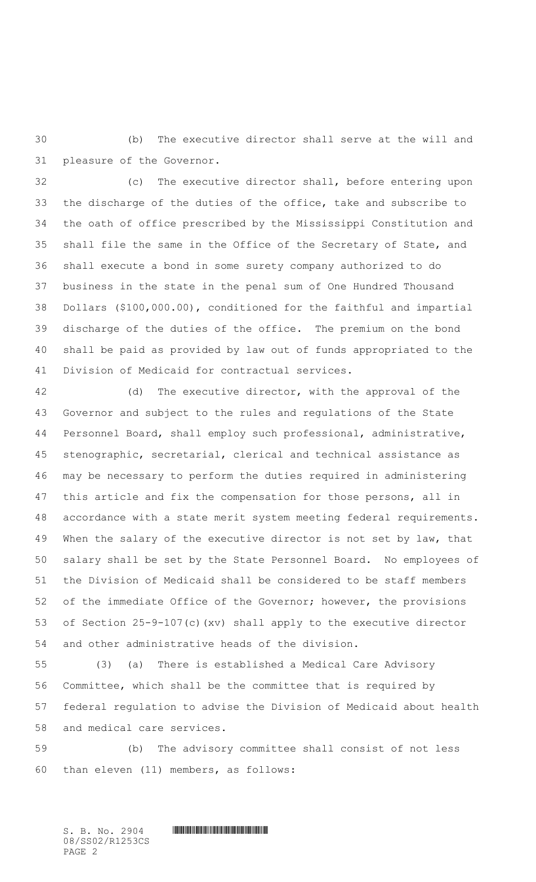(b) The executive director shall serve at the will and pleasure of the Governor.

(c) The executive director shall, before entering upon the discharge of the duties of the office, take and subscribe to the oath of office prescribed by the Mississippi Constitution and shall file the same in the Office of the Secretary of State, and shall execute a bond in some surety company authorized to do business in the state in the penal sum of One Hundred Thousand Dollars ($100,000.00), conditioned for the faithful and impartial discharge of the duties of the office. The premium on the bond shall be paid as provided by law out of funds appropriated to the Division of Medicaid for contractual services.

(d) The executive director, with the approval of the Governor and subject to the rules and regulations of the State Personnel Board, shall employ such professional, administrative, stenographic, secretarial, clerical and technical assistance as may be necessary to perform the duties required in administering this article and fix the compensation for those persons, all in accordance with a state merit system meeting federal requirements. When the salary of the executive director is not set by law, that salary shall be set by the State Personnel Board. No employees of the Division of Medicaid shall be considered to be staff members of the immediate Office of the Governor; however, the provisions of Section 25-9-107(c)(xv) shall apply to the executive director and other administrative heads of the division.

(3) (a) There is established a Medical Care Advisory Committee, which shall be the committee that is required by federal regulation to advise the Division of Medicaid about health and medical care services.

(b) The advisory committee shall consist of not less than eleven (11) members, as follows: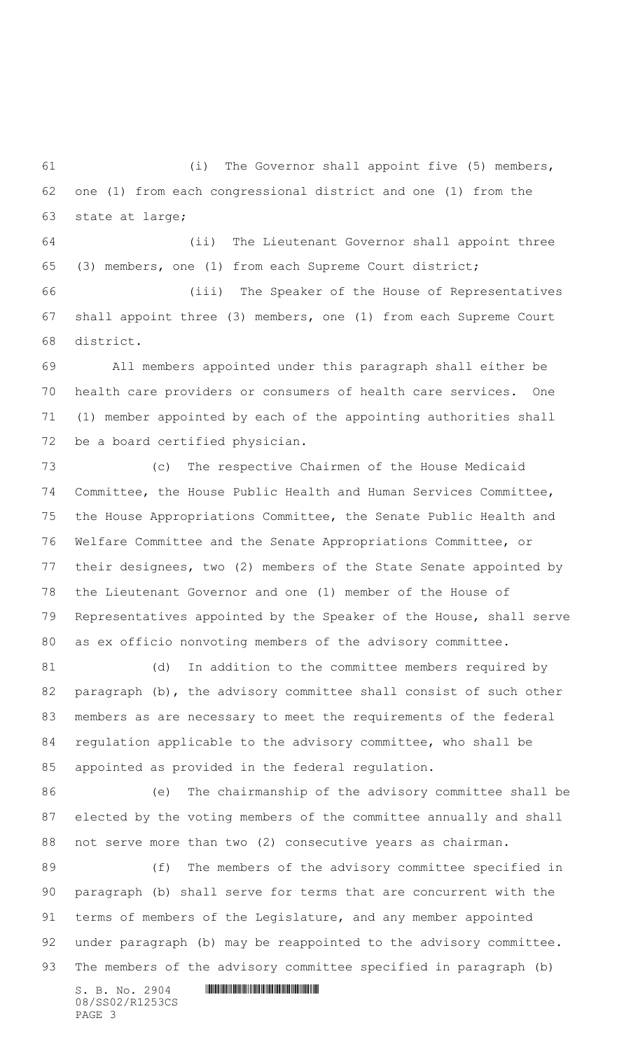(i) The Governor shall appoint five (5) members, one (1) from each congressional district and one (1) from the state at large;

(ii) The Lieutenant Governor shall appoint three (3) members, one (1) from each Supreme Court district;

(iii) The Speaker of the House of Representatives shall appoint three (3) members, one (1) from each Supreme Court district.

All members appointed under this paragraph shall either be health care providers or consumers of health care services. One (1) member appointed by each of the appointing authorities shall be a board certified physician.

(c) The respective Chairmen of the House Medicaid Committee, the House Public Health and Human Services Committee, the House Appropriations Committee, the Senate Public Health and Welfare Committee and the Senate Appropriations Committee, or their designees, two (2) members of the State Senate appointed by the Lieutenant Governor and one (1) member of the House of Representatives appointed by the Speaker of the House, shall serve as ex officio nonvoting members of the advisory committee.

(d) In addition to the committee members required by paragraph (b), the advisory committee shall consist of such other members as are necessary to meet the requirements of the federal regulation applicable to the advisory committee, who shall be appointed as provided in the federal regulation.

(e) The chairmanship of the advisory committee shall be elected by the voting members of the committee annually and shall not serve more than two (2) consecutive years as chairman.

(f) The members of the advisory committee specified in paragraph (b) shall serve for terms that are concurrent with the terms of members of the Legislature, and any member appointed under paragraph (b) may be reappointed to the advisory committee. The members of the advisory committee specified in paragraph (b)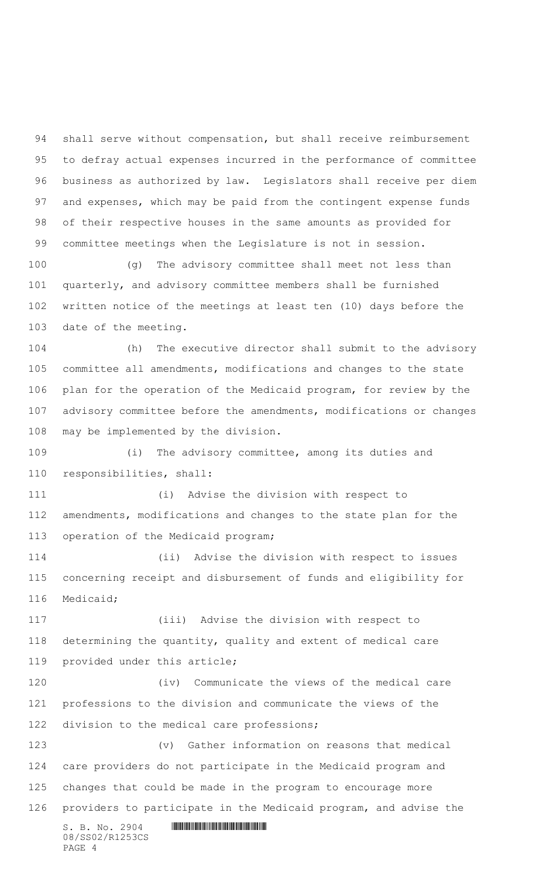shall serve without compensation, but shall receive reimbursement to defray actual expenses incurred in the performance of committee business as authorized by law. Legislators shall receive per diem and expenses, which may be paid from the contingent expense funds of their respective houses in the same amounts as provided for committee meetings when the Legislature is not in session.

(g) The advisory committee shall meet not less than quarterly, and advisory committee members shall be furnished written notice of the meetings at least ten (10) days before the date of the meeting.

(h) The executive director shall submit to the advisory committee all amendments, modifications and changes to the state plan for the operation of the Medicaid program, for review by the advisory committee before the amendments, modifications or changes may be implemented by the division.

(i) The advisory committee, among its duties and responsibilities, shall:

(i) Advise the division with respect to amendments, modifications and changes to the state plan for the operation of the Medicaid program;

(ii) Advise the division with respect to issues concerning receipt and disbursement of funds and eligibility for Medicaid;

(iii) Advise the division with respect to determining the quantity, quality and extent of medical care provided under this article;

(iv) Communicate the views of the medical care professions to the division and communicate the views of the division to the medical care professions;

(v) Gather information on reasons that medical care providers do not participate in the Medicaid program and changes that could be made in the program to encourage more providers to participate in the Medicaid program, and advise the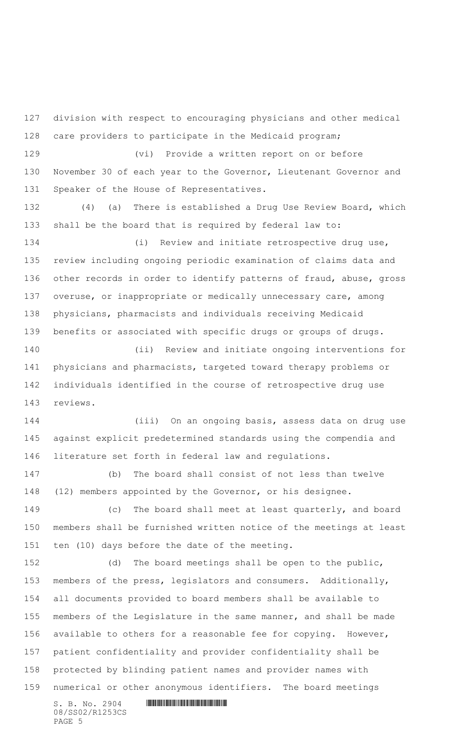division with respect to encouraging physicians and other medical care providers to participate in the Medicaid program;

(vi) Provide a written report on or before November 30 of each year to the Governor, Lieutenant Governor and Speaker of the House of Representatives.

(4) (a) There is established a Drug Use Review Board, which shall be the board that is required by federal law to:

(i) Review and initiate retrospective drug use, review including ongoing periodic examination of claims data and other records in order to identify patterns of fraud, abuse, gross overuse, or inappropriate or medically unnecessary care, among physicians, pharmacists and individuals receiving Medicaid benefits or associated with specific drugs or groups of drugs.

(ii) Review and initiate ongoing interventions for physicians and pharmacists, targeted toward therapy problems or individuals identified in the course of retrospective drug use reviews.

(iii) On an ongoing basis, assess data on drug use against explicit predetermined standards using the compendia and literature set forth in federal law and regulations.

(b) The board shall consist of not less than twelve (12) members appointed by the Governor, or his designee.

(c) The board shall meet at least quarterly, and board members shall be furnished written notice of the meetings at least ten (10) days before the date of the meeting.

(d) The board meetings shall be open to the public, members of the press, legislators and consumers. Additionally, all documents provided to board members shall be available to members of the Legislature in the same manner, and shall be made available to others for a reasonable fee for copying. However, patient confidentiality and provider confidentiality shall be protected by blinding patient names and provider names with numerical or other anonymous identifiers. The board meetings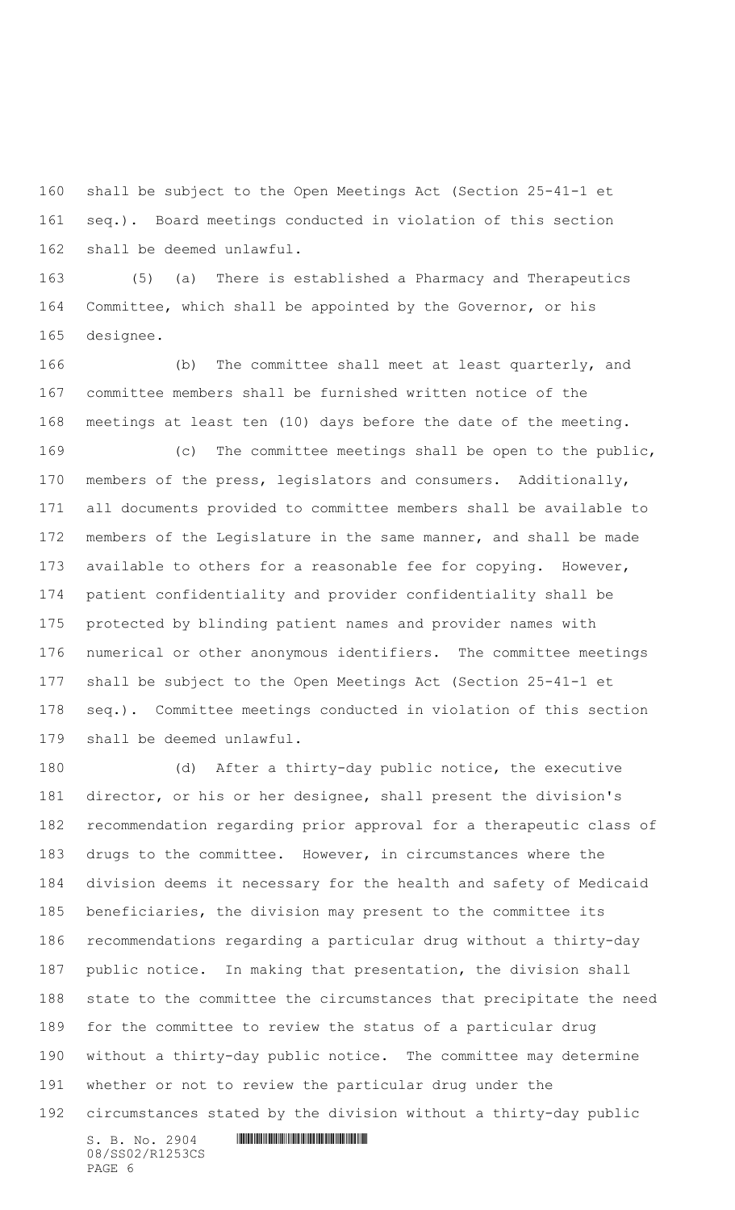shall be subject to the Open Meetings Act (Section 25-41-1 et seq.). Board meetings conducted in violation of this section shall be deemed unlawful.

(5) (a) There is established a Pharmacy and Therapeutics Committee, which shall be appointed by the Governor, or his designee.

(b) The committee shall meet at least quarterly, and committee members shall be furnished written notice of the meetings at least ten (10) days before the date of the meeting.

(c) The committee meetings shall be open to the public, members of the press, legislators and consumers. Additionally, all documents provided to committee members shall be available to members of the Legislature in the same manner, and shall be made available to others for a reasonable fee for copying. However, patient confidentiality and provider confidentiality shall be protected by blinding patient names and provider names with numerical or other anonymous identifiers. The committee meetings shall be subject to the Open Meetings Act (Section 25-41-1 et seq.). Committee meetings conducted in violation of this section shall be deemed unlawful.

(d) After a thirty-day public notice, the executive director, or his or her designee, shall present the division's recommendation regarding prior approval for a therapeutic class of drugs to the committee. However, in circumstances where the division deems it necessary for the health and safety of Medicaid beneficiaries, the division may present to the committee its recommendations regarding a particular drug without a thirty-day public notice. In making that presentation, the division shall state to the committee the circumstances that precipitate the need for the committee to review the status of a particular drug without a thirty-day public notice. The committee may determine whether or not to review the particular drug under the circumstances stated by the division without a thirty-day public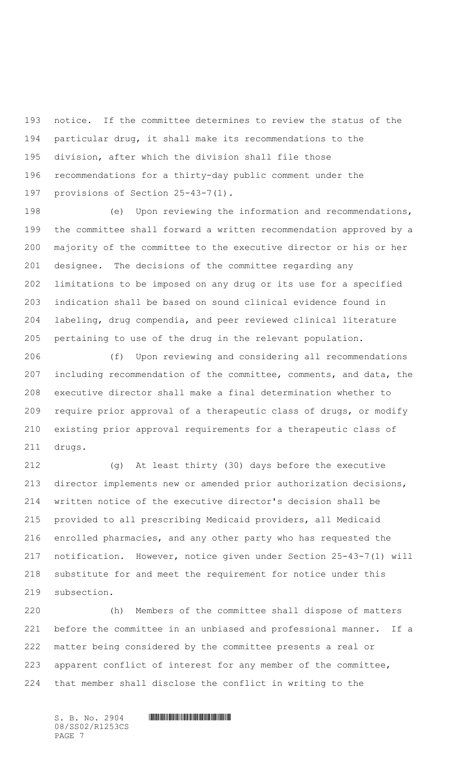notice. If the committee determines to review the status of the particular drug, it shall make its recommendations to the division, after which the division shall file those recommendations for a thirty-day public comment under the provisions of Section 25-43-7(1).

(e) Upon reviewing the information and recommendations, the committee shall forward a written recommendation approved by a majority of the committee to the executive director or his or her designee. The decisions of the committee regarding any limitations to be imposed on any drug or its use for a specified indication shall be based on sound clinical evidence found in labeling, drug compendia, and peer reviewed clinical literature pertaining to use of the drug in the relevant population.

(f) Upon reviewing and considering all recommendations including recommendation of the committee, comments, and data, the executive director shall make a final determination whether to require prior approval of a therapeutic class of drugs, or modify existing prior approval requirements for a therapeutic class of drugs.

(g) At least thirty (30) days before the executive director implements new or amended prior authorization decisions, written notice of the executive director's decision shall be provided to all prescribing Medicaid providers, all Medicaid enrolled pharmacies, and any other party who has requested the notification. However, notice given under Section 25-43-7(1) will substitute for and meet the requirement for notice under this subsection.

(h) Members of the committee shall dispose of matters before the committee in an unbiased and professional manner. If a matter being considered by the committee presents a real or apparent conflict of interest for any member of the committee, that member shall disclose the conflict in writing to the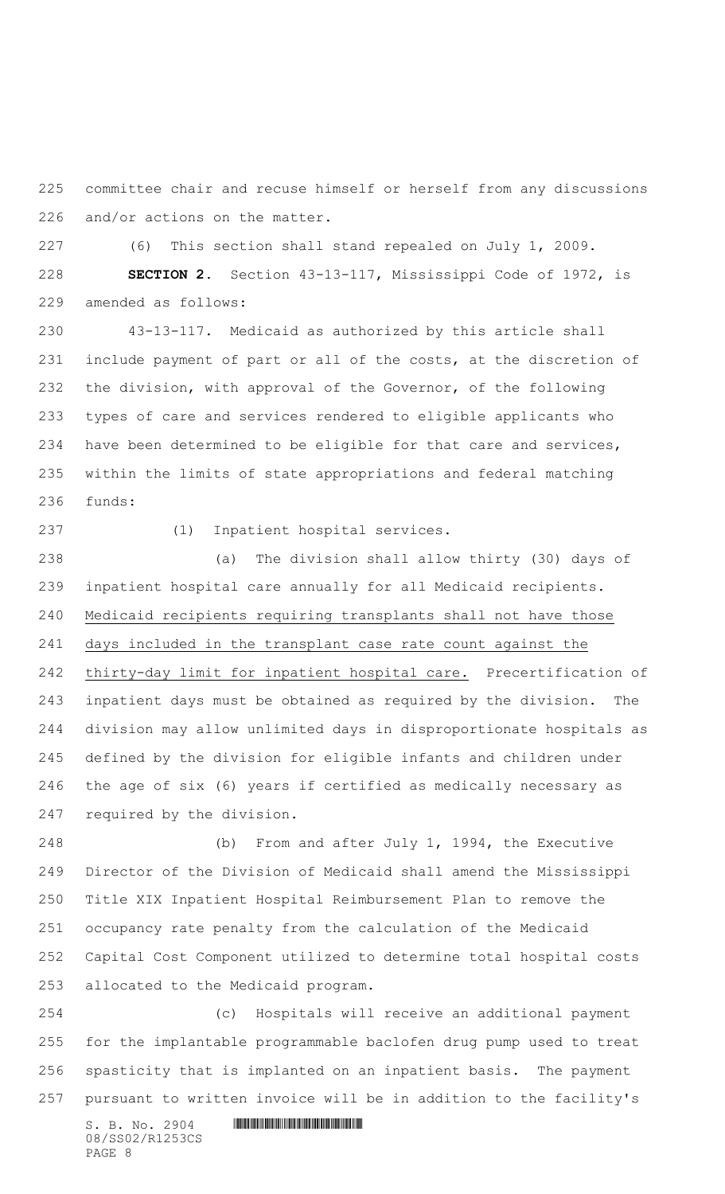committee chair and recuse himself or herself from any discussions and/or actions on the matter.

(6) This section shall stand repealed on July 1, 2009.

**SECTION 2.** Section 43-13-117, Mississippi Code of 1972, is amended as follows:

43-13-117. Medicaid as authorized by this article shall include payment of part or all of the costs, at the discretion of the division, with approval of the Governor, of the following types of care and services rendered to eligible applicants who have been determined to be eligible for that care and services, within the limits of state appropriations and federal matching funds:

(1) Inpatient hospital services.

(a) The division shall allow thirty (30) days of inpatient hospital care annually for all Medicaid recipients. Medicaid recipients requiring transplants shall not have those days included in the transplant case rate count against the thirty-day limit for inpatient hospital care. Precertification of inpatient days must be obtained as required by the division. The division may allow unlimited days in disproportionate hospitals as defined by the division for eligible infants and children under the age of six (6) years if certified as medically necessary as required by the division.

(b) From and after July 1, 1994, the Executive Director of the Division of Medicaid shall amend the Mississippi Title XIX Inpatient Hospital Reimbursement Plan to remove the occupancy rate penalty from the calculation of the Medicaid Capital Cost Component utilized to determine total hospital costs allocated to the Medicaid program.

(c) Hospitals will receive an additional payment for the implantable programmable baclofen drug pump used to treat spasticity that is implanted on an inpatient basis. The payment pursuant to written invoice will be in addition to the facility's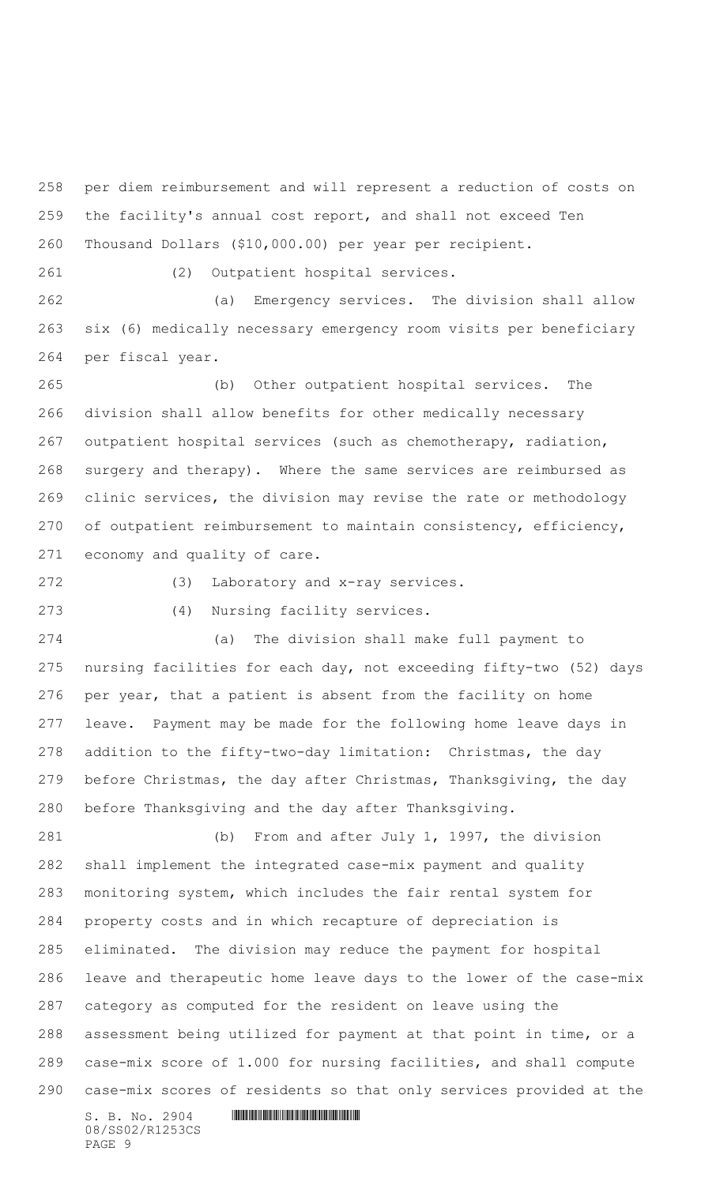per diem reimbursement and will represent a reduction of costs on the facility's annual cost report, and shall not exceed Ten Thousand Dollars ($10,000.00) per year per recipient.

(2) Outpatient hospital services.

(a) Emergency services. The division shall allow six (6) medically necessary emergency room visits per beneficiary per fiscal year.

(b) Other outpatient hospital services. The division shall allow benefits for other medically necessary outpatient hospital services (such as chemotherapy, radiation, surgery and therapy). Where the same services are reimbursed as clinic services, the division may revise the rate or methodology of outpatient reimbursement to maintain consistency, efficiency, economy and quality of care.

(3) Laboratory and x-ray services.

(4) Nursing facility services.

(a) The division shall make full payment to nursing facilities for each day, not exceeding fifty-two (52) days per year, that a patient is absent from the facility on home leave. Payment may be made for the following home leave days in addition to the fifty-two-day limitation: Christmas, the day before Christmas, the day after Christmas, Thanksgiving, the day before Thanksgiving and the day after Thanksgiving.

(b) From and after July 1, 1997, the division shall implement the integrated case-mix payment and quality monitoring system, which includes the fair rental system for property costs and in which recapture of depreciation is eliminated. The division may reduce the payment for hospital leave and therapeutic home leave days to the lower of the case-mix category as computed for the resident on leave using the assessment being utilized for payment at that point in time, or a case-mix score of 1.000 for nursing facilities, and shall compute case-mix scores of residents so that only services provided at the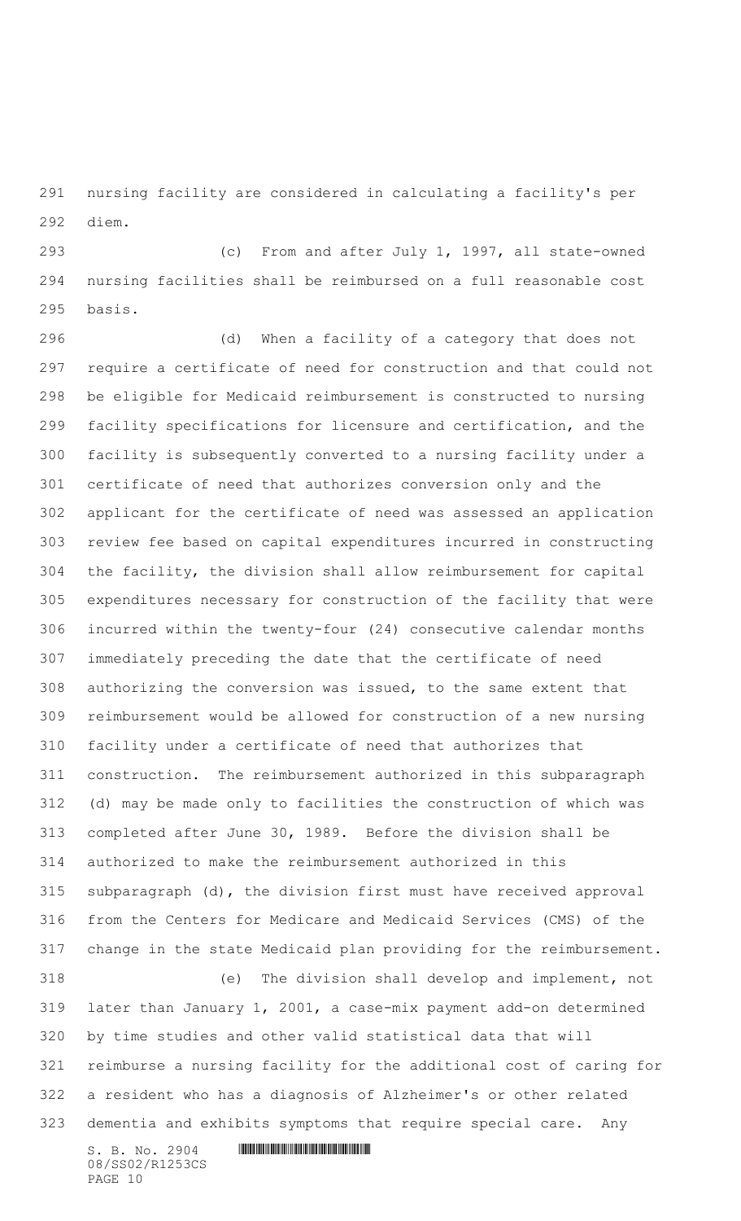nursing facility are considered in calculating a facility's per diem.

(c) From and after July 1, 1997, all state-owned nursing facilities shall be reimbursed on a full reasonable cost basis.

(d) When a facility of a category that does not require a certificate of need for construction and that could not be eligible for Medicaid reimbursement is constructed to nursing facility specifications for licensure and certification, and the facility is subsequently converted to a nursing facility under a certificate of need that authorizes conversion only and the applicant for the certificate of need was assessed an application review fee based on capital expenditures incurred in constructing the facility, the division shall allow reimbursement for capital expenditures necessary for construction of the facility that were incurred within the twenty-four (24) consecutive calendar months immediately preceding the date that the certificate of need authorizing the conversion was issued, to the same extent that reimbursement would be allowed for construction of a new nursing facility under a certificate of need that authorizes that construction. The reimbursement authorized in this subparagraph (d) may be made only to facilities the construction of which was completed after June 30, 1989. Before the division shall be authorized to make the reimbursement authorized in this subparagraph (d), the division first must have received approval from the Centers for Medicare and Medicaid Services (CMS) of the change in the state Medicaid plan providing for the reimbursement.

(e) The division shall develop and implement, not later than January 1, 2001, a case-mix payment add-on determined by time studies and other valid statistical data that will reimburse a nursing facility for the additional cost of caring for a resident who has a diagnosis of Alzheimer's or other related dementia and exhibits symptoms that require special care. Any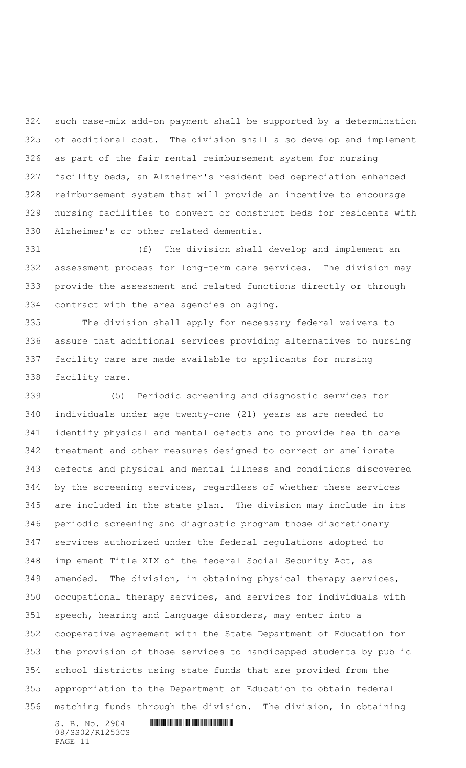such case-mix add-on payment shall be supported by a determination of additional cost. The division shall also develop and implement as part of the fair rental reimbursement system for nursing facility beds, an Alzheimer's resident bed depreciation enhanced reimbursement system that will provide an incentive to encourage nursing facilities to convert or construct beds for residents with Alzheimer's or other related dementia.

(f) The division shall develop and implement an assessment process for long-term care services. The division may provide the assessment and related functions directly or through contract with the area agencies on aging.

The division shall apply for necessary federal waivers to assure that additional services providing alternatives to nursing facility care are made available to applicants for nursing facility care.

(5) Periodic screening and diagnostic services for individuals under age twenty-one (21) years as are needed to identify physical and mental defects and to provide health care treatment and other measures designed to correct or ameliorate defects and physical and mental illness and conditions discovered by the screening services, regardless of whether these services are included in the state plan. The division may include in its periodic screening and diagnostic program those discretionary services authorized under the federal regulations adopted to implement Title XIX of the federal Social Security Act, as amended. The division, in obtaining physical therapy services, occupational therapy services, and services for individuals with speech, hearing and language disorders, may enter into a cooperative agreement with the State Department of Education for the provision of those services to handicapped students by public school districts using state funds that are provided from the appropriation to the Department of Education to obtain federal matching funds through the division. The division, in obtaining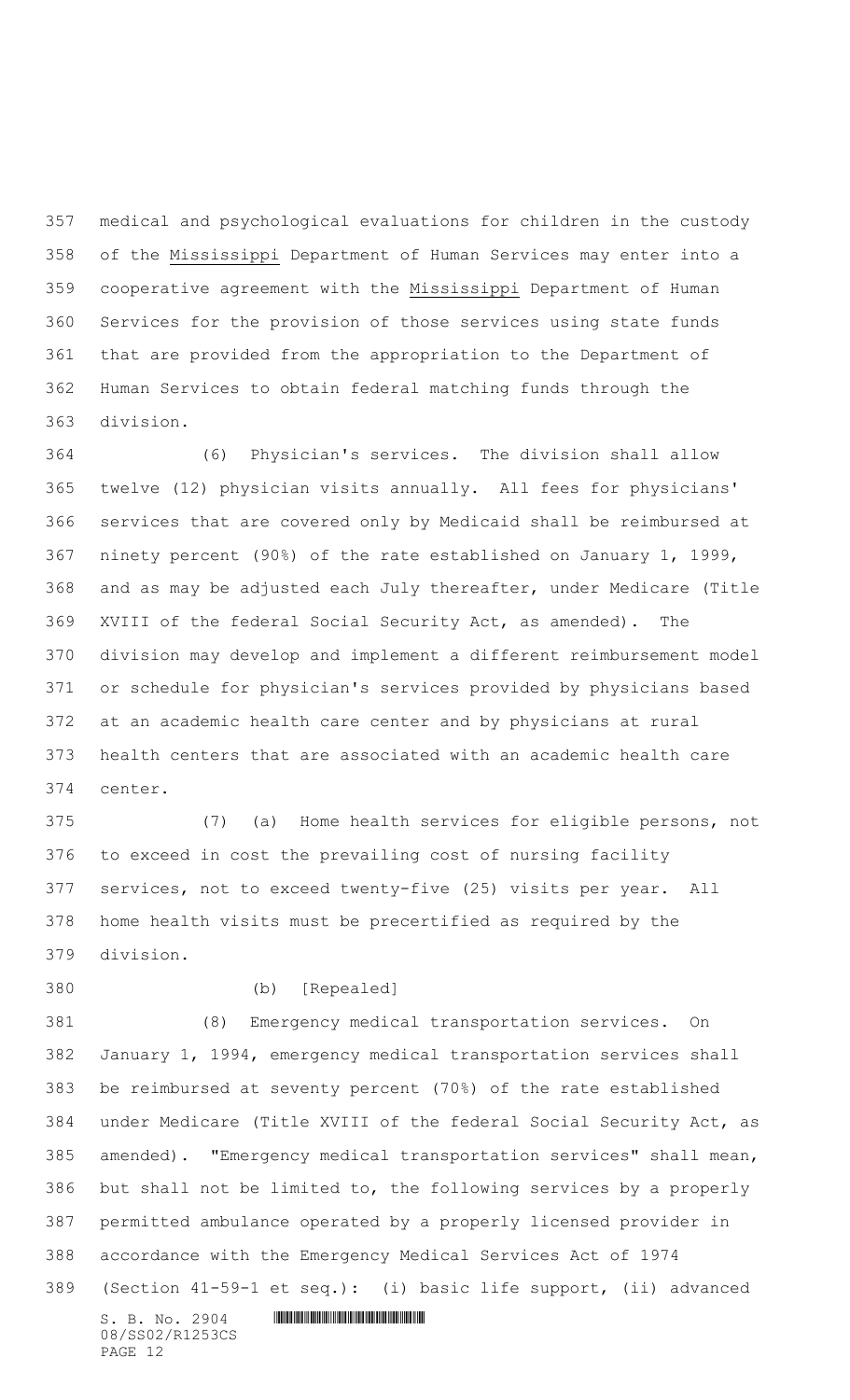medical and psychological evaluations for children in the custody of the Mississippi Department of Human Services may enter into a cooperative agreement with the Mississippi Department of Human Services for the provision of those services using state funds that are provided from the appropriation to the Department of Human Services to obtain federal matching funds through the division.

(6) Physician's services. The division shall allow twelve (12) physician visits annually. All fees for physicians' services that are covered only by Medicaid shall be reimbursed at ninety percent (90%) of the rate established on January 1, 1999, and as may be adjusted each July thereafter, under Medicare (Title XVIII of the federal Social Security Act, as amended). The division may develop and implement a different reimbursement model or schedule for physician's services provided by physicians based at an academic health care center and by physicians at rural health centers that are associated with an academic health care center.

(7) (a) Home health services for eligible persons, not to exceed in cost the prevailing cost of nursing facility services, not to exceed twenty-five (25) visits per year. All home health visits must be precertified as required by the division.

(b) [Repealed]

(8) Emergency medical transportation services. On January 1, 1994, emergency medical transportation services shall be reimbursed at seventy percent (70%) of the rate established under Medicare (Title XVIII of the federal Social Security Act, as amended). "Emergency medical transportation services" shall mean, but shall not be limited to, the following services by a properly permitted ambulance operated by a properly licensed provider in accordance with the Emergency Medical Services Act of 1974 (Section 41-59-1 et seq.): (i) basic life support, (ii) advanced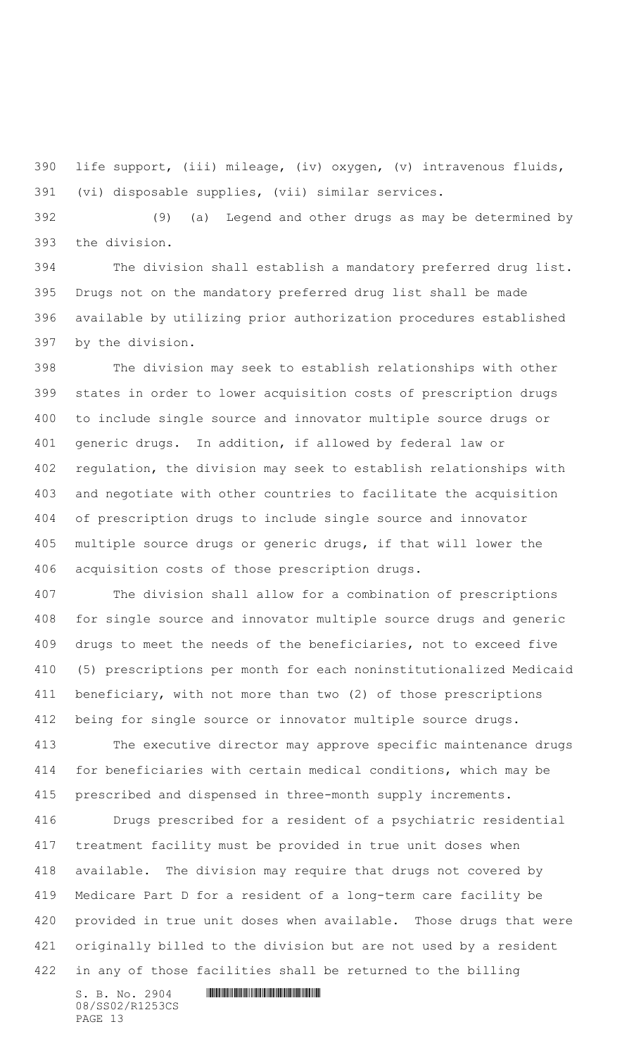life support, (iii) mileage, (iv) oxygen, (v) intravenous fluids, (vi) disposable supplies, (vii) similar services.

(9) (a) Legend and other drugs as may be determined by the division.

The division shall establish a mandatory preferred drug list. Drugs not on the mandatory preferred drug list shall be made available by utilizing prior authorization procedures established by the division.

The division may seek to establish relationships with other states in order to lower acquisition costs of prescription drugs to include single source and innovator multiple source drugs or generic drugs. In addition, if allowed by federal law or regulation, the division may seek to establish relationships with and negotiate with other countries to facilitate the acquisition of prescription drugs to include single source and innovator multiple source drugs or generic drugs, if that will lower the acquisition costs of those prescription drugs.

The division shall allow for a combination of prescriptions for single source and innovator multiple source drugs and generic drugs to meet the needs of the beneficiaries, not to exceed five (5) prescriptions per month for each noninstitutionalized Medicaid beneficiary, with not more than two (2) of those prescriptions being for single source or innovator multiple source drugs.

The executive director may approve specific maintenance drugs for beneficiaries with certain medical conditions, which may be prescribed and dispensed in three-month supply increments.

Drugs prescribed for a resident of a psychiatric residential treatment facility must be provided in true unit doses when available. The division may require that drugs not covered by Medicare Part D for a resident of a long-term care facility be provided in true unit doses when available. Those drugs that were originally billed to the division but are not used by a resident in any of those facilities shall be returned to the billing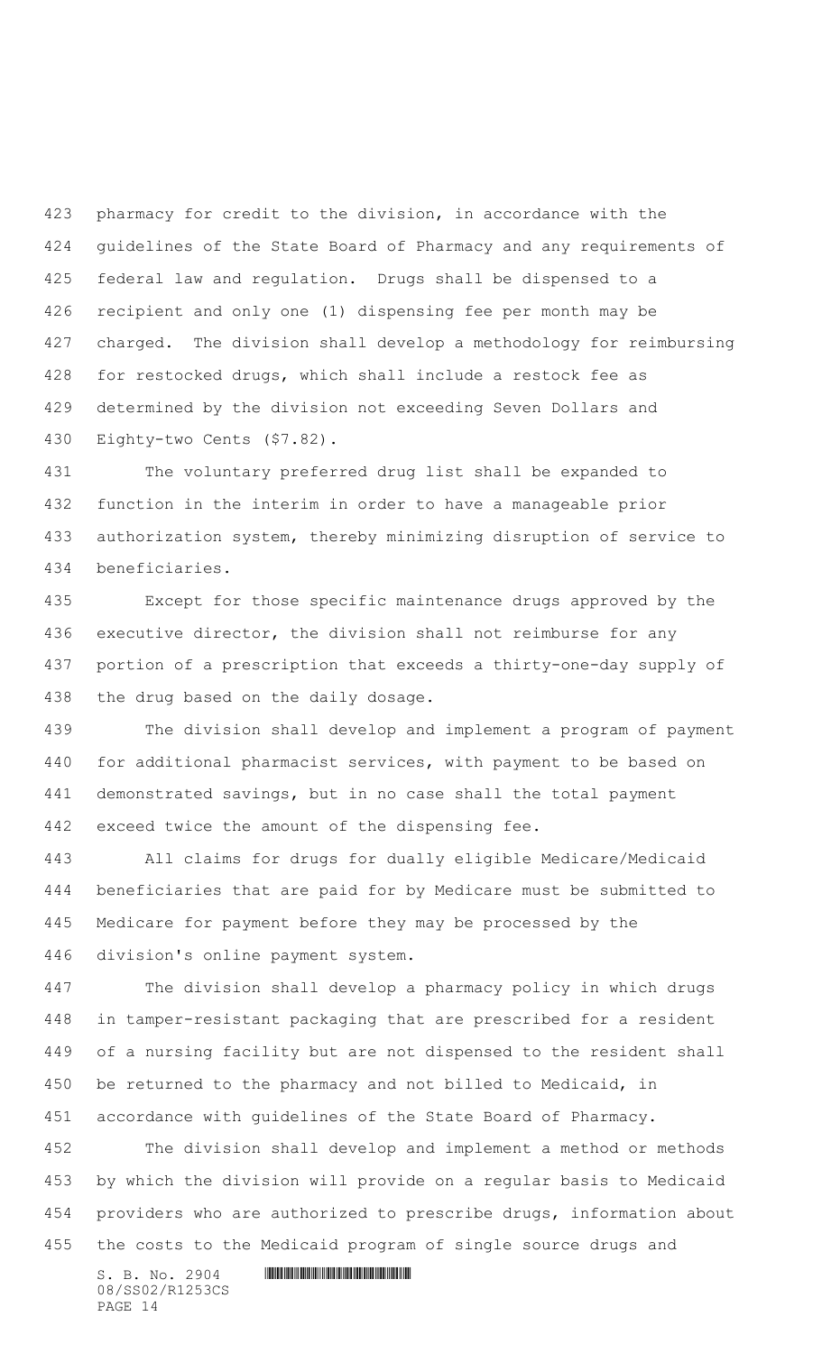pharmacy for credit to the division, in accordance with the guidelines of the State Board of Pharmacy and any requirements of federal law and regulation. Drugs shall be dispensed to a recipient and only one (1) dispensing fee per month may be charged. The division shall develop a methodology for reimbursing for restocked drugs, which shall include a restock fee as determined by the division not exceeding Seven Dollars and Eighty-two Cents ($7.82).

The voluntary preferred drug list shall be expanded to function in the interim in order to have a manageable prior authorization system, thereby minimizing disruption of service to beneficiaries.

Except for those specific maintenance drugs approved by the executive director, the division shall not reimburse for any portion of a prescription that exceeds a thirty-one-day supply of the drug based on the daily dosage.

The division shall develop and implement a program of payment for additional pharmacist services, with payment to be based on demonstrated savings, but in no case shall the total payment exceed twice the amount of the dispensing fee.

All claims for drugs for dually eligible Medicare/Medicaid beneficiaries that are paid for by Medicare must be submitted to Medicare for payment before they may be processed by the division's online payment system.

The division shall develop a pharmacy policy in which drugs in tamper-resistant packaging that are prescribed for a resident of a nursing facility but are not dispensed to the resident shall be returned to the pharmacy and not billed to Medicaid, in accordance with guidelines of the State Board of Pharmacy.

The division shall develop and implement a method or methods by which the division will provide on a regular basis to Medicaid providers who are authorized to prescribe drugs, information about the costs to the Medicaid program of single source drugs and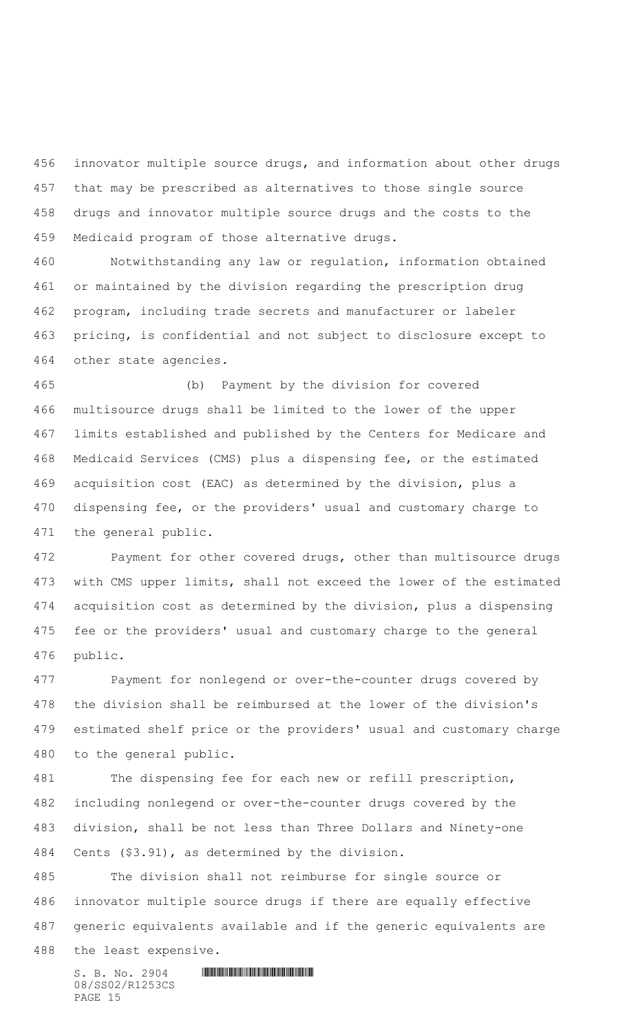innovator multiple source drugs, and information about other drugs that may be prescribed as alternatives to those single source drugs and innovator multiple source drugs and the costs to the Medicaid program of those alternative drugs.

Notwithstanding any law or regulation, information obtained or maintained by the division regarding the prescription drug program, including trade secrets and manufacturer or labeler pricing, is confidential and not subject to disclosure except to other state agencies.

(b) Payment by the division for covered multisource drugs shall be limited to the lower of the upper limits established and published by the Centers for Medicare and Medicaid Services (CMS) plus a dispensing fee, or the estimated acquisition cost (EAC) as determined by the division, plus a dispensing fee, or the providers' usual and customary charge to the general public.

Payment for other covered drugs, other than multisource drugs with CMS upper limits, shall not exceed the lower of the estimated acquisition cost as determined by the division, plus a dispensing fee or the providers' usual and customary charge to the general public.

Payment for nonlegend or over-the-counter drugs covered by the division shall be reimbursed at the lower of the division's estimated shelf price or the providers' usual and customary charge to the general public.

The dispensing fee for each new or refill prescription, including nonlegend or over-the-counter drugs covered by the division, shall be not less than Three Dollars and Ninety-one Cents ($3.91), as determined by the division.

The division shall not reimburse for single source or innovator multiple source drugs if there are equally effective generic equivalents available and if the generic equivalents are the least expensive.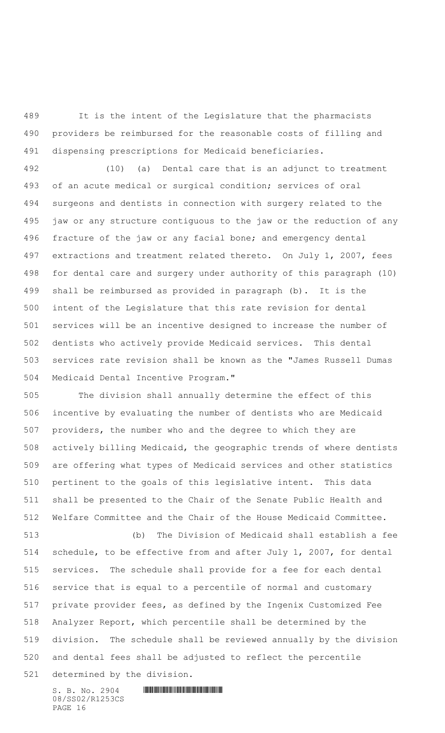It is the intent of the Legislature that the pharmacists providers be reimbursed for the reasonable costs of filling and dispensing prescriptions for Medicaid beneficiaries.

(10) (a) Dental care that is an adjunct to treatment of an acute medical or surgical condition; services of oral surgeons and dentists in connection with surgery related to the jaw or any structure contiguous to the jaw or the reduction of any fracture of the jaw or any facial bone; and emergency dental extractions and treatment related thereto. On July 1, 2007, fees for dental care and surgery under authority of this paragraph (10) shall be reimbursed as provided in paragraph (b). It is the intent of the Legislature that this rate revision for dental services will be an incentive designed to increase the number of dentists who actively provide Medicaid services. This dental services rate revision shall be known as the "James Russell Dumas Medicaid Dental Incentive Program."

The division shall annually determine the effect of this incentive by evaluating the number of dentists who are Medicaid providers, the number who and the degree to which they are actively billing Medicaid, the geographic trends of where dentists are offering what types of Medicaid services and other statistics pertinent to the goals of this legislative intent. This data shall be presented to the Chair of the Senate Public Health and Welfare Committee and the Chair of the House Medicaid Committee.

(b) The Division of Medicaid shall establish a fee schedule, to be effective from and after July 1, 2007, for dental services. The schedule shall provide for a fee for each dental service that is equal to a percentile of normal and customary private provider fees, as defined by the Ingenix Customized Fee Analyzer Report, which percentile shall be determined by the division. The schedule shall be reviewed annually by the division and dental fees shall be adjusted to reflect the percentile determined by the division.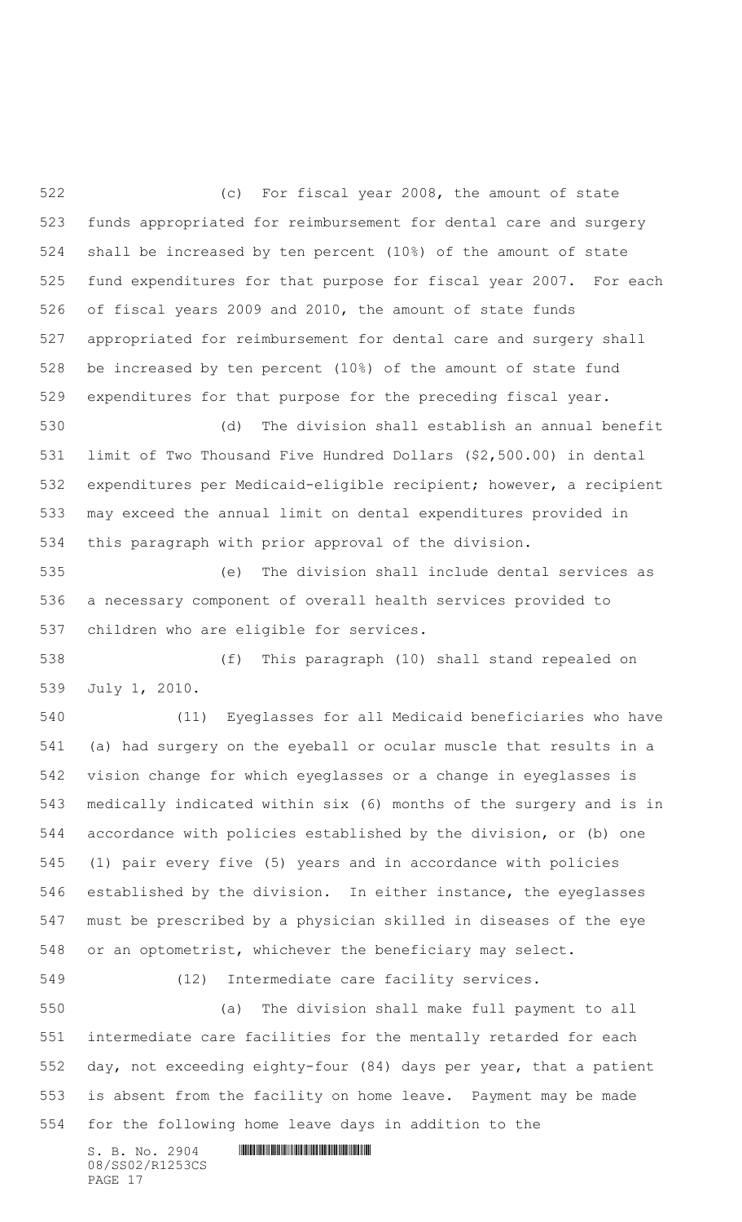(c) For fiscal year 2008, the amount of state funds appropriated for reimbursement for dental care and surgery shall be increased by ten percent (10%) of the amount of state fund expenditures for that purpose for fiscal year 2007. For each of fiscal years 2009 and 2010, the amount of state funds appropriated for reimbursement for dental care and surgery shall be increased by ten percent (10%) of the amount of state fund expenditures for that purpose for the preceding fiscal year.

(d) The division shall establish an annual benefit limit of Two Thousand Five Hundred Dollars ($2,500.00) in dental expenditures per Medicaid-eligible recipient; however, a recipient may exceed the annual limit on dental expenditures provided in this paragraph with prior approval of the division.

(e) The division shall include dental services as a necessary component of overall health services provided to children who are eligible for services.

(f) This paragraph (10) shall stand repealed on July 1, 2010.

(11) Eyeglasses for all Medicaid beneficiaries who have (a) had surgery on the eyeball or ocular muscle that results in a vision change for which eyeglasses or a change in eyeglasses is medically indicated within six (6) months of the surgery and is in accordance with policies established by the division, or (b) one (1) pair every five (5) years and in accordance with policies established by the division. In either instance, the eyeglasses must be prescribed by a physician skilled in diseases of the eye or an optometrist, whichever the beneficiary may select.

(12) Intermediate care facility services.

(a) The division shall make full payment to all intermediate care facilities for the mentally retarded for each day, not exceeding eighty-four (84) days per year, that a patient is absent from the facility on home leave. Payment may be made for the following home leave days in addition to the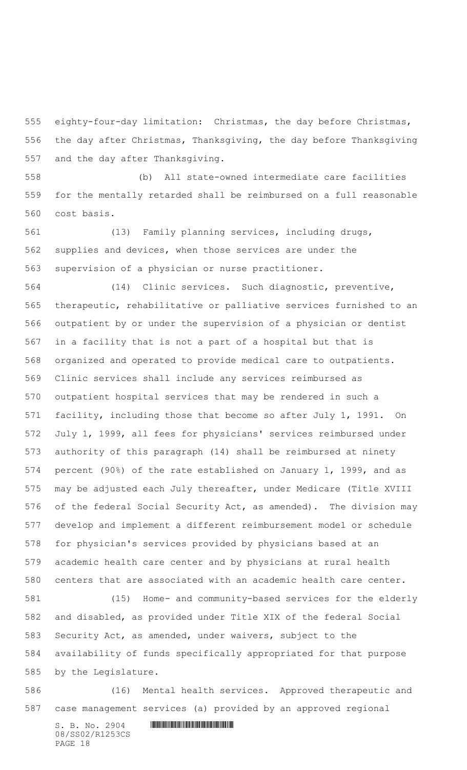eighty-four-day limitation: Christmas, the day before Christmas, the day after Christmas, Thanksgiving, the day before Thanksgiving and the day after Thanksgiving.

(b) All state-owned intermediate care facilities for the mentally retarded shall be reimbursed on a full reasonable cost basis.

(13) Family planning services, including drugs, supplies and devices, when those services are under the supervision of a physician or nurse practitioner.

(14) Clinic services. Such diagnostic, preventive, therapeutic, rehabilitative or palliative services furnished to an outpatient by or under the supervision of a physician or dentist in a facility that is not a part of a hospital but that is organized and operated to provide medical care to outpatients. Clinic services shall include any services reimbursed as outpatient hospital services that may be rendered in such a facility, including those that become so after July 1, 1991. On July 1, 1999, all fees for physicians' services reimbursed under authority of this paragraph (14) shall be reimbursed at ninety percent (90%) of the rate established on January 1, 1999, and as may be adjusted each July thereafter, under Medicare (Title XVIII of the federal Social Security Act, as amended). The division may develop and implement a different reimbursement model or schedule for physician's services provided by physicians based at an academic health care center and by physicians at rural health centers that are associated with an academic health care center.

(15) Home- and community-based services for the elderly and disabled, as provided under Title XIX of the federal Social Security Act, as amended, under waivers, subject to the availability of funds specifically appropriated for that purpose by the Legislature.

(16) Mental health services. Approved therapeutic and case management services (a) provided by an approved regional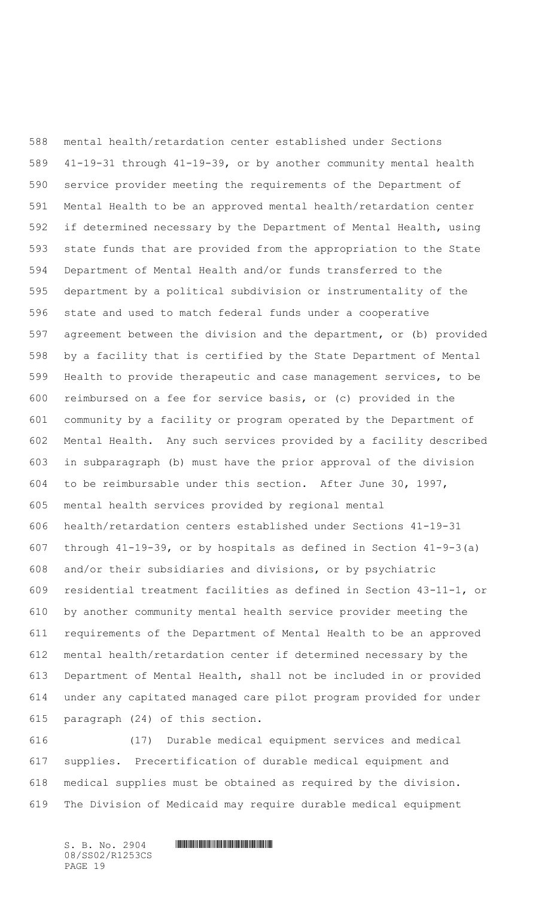mental health/retardation center established under Sections 41-19-31 through 41-19-39, or by another community mental health service provider meeting the requirements of the Department of Mental Health to be an approved mental health/retardation center if determined necessary by the Department of Mental Health, using state funds that are provided from the appropriation to the State Department of Mental Health and/or funds transferred to the department by a political subdivision or instrumentality of the state and used to match federal funds under a cooperative agreement between the division and the department, or (b) provided by a facility that is certified by the State Department of Mental Health to provide therapeutic and case management services, to be reimbursed on a fee for service basis, or (c) provided in the community by a facility or program operated by the Department of Mental Health. Any such services provided by a facility described in subparagraph (b) must have the prior approval of the division to be reimbursable under this section. After June 30, 1997, mental health services provided by regional mental health/retardation centers established under Sections 41-19-31 through 41-19-39, or by hospitals as defined in Section 41-9-3(a) and/or their subsidiaries and divisions, or by psychiatric residential treatment facilities as defined in Section 43-11-1, or by another community mental health service provider meeting the requirements of the Department of Mental Health to be an approved mental health/retardation center if determined necessary by the Department of Mental Health, shall not be included in or provided under any capitated managed care pilot program provided for under paragraph (24) of this section.

(17) Durable medical equipment services and medical supplies. Precertification of durable medical equipment and medical supplies must be obtained as required by the division. The Division of Medicaid may require durable medical equipment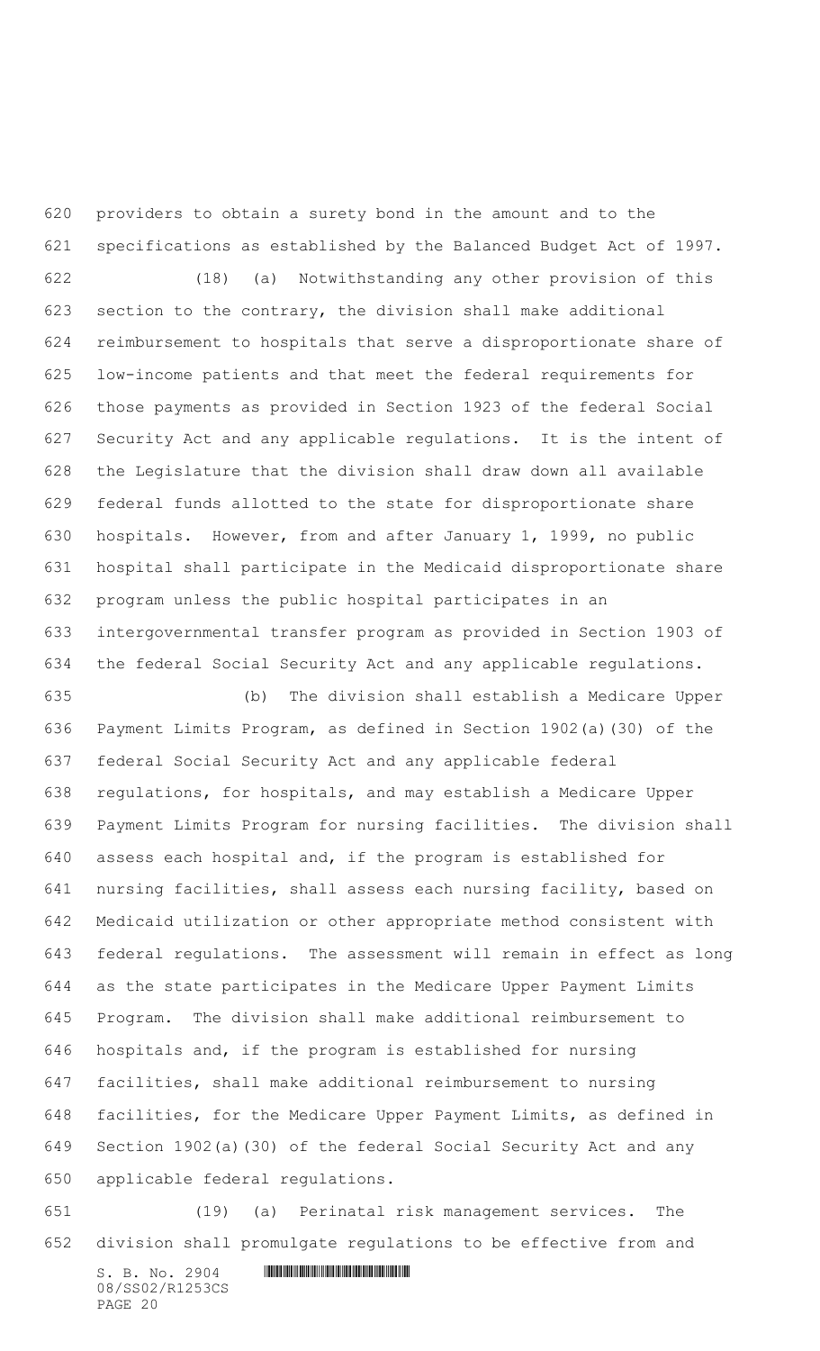providers to obtain a surety bond in the amount and to the specifications as established by the Balanced Budget Act of 1997.

(18) (a) Notwithstanding any other provision of this section to the contrary, the division shall make additional reimbursement to hospitals that serve a disproportionate share of low-income patients and that meet the federal requirements for those payments as provided in Section 1923 of the federal Social Security Act and any applicable regulations. It is the intent of the Legislature that the division shall draw down all available federal funds allotted to the state for disproportionate share hospitals. However, from and after January 1, 1999, no public hospital shall participate in the Medicaid disproportionate share program unless the public hospital participates in an intergovernmental transfer program as provided in Section 1903 of the federal Social Security Act and any applicable regulations.

(b) The division shall establish a Medicare Upper Payment Limits Program, as defined in Section 1902(a)(30) of the federal Social Security Act and any applicable federal regulations, for hospitals, and may establish a Medicare Upper Payment Limits Program for nursing facilities. The division shall assess each hospital and, if the program is established for nursing facilities, shall assess each nursing facility, based on Medicaid utilization or other appropriate method consistent with federal regulations. The assessment will remain in effect as long as the state participates in the Medicare Upper Payment Limits Program. The division shall make additional reimbursement to hospitals and, if the program is established for nursing facilities, shall make additional reimbursement to nursing facilities, for the Medicare Upper Payment Limits, as defined in Section 1902(a)(30) of the federal Social Security Act and any applicable federal regulations.

(19) (a) Perinatal risk management services. The division shall promulgate regulations to be effective from and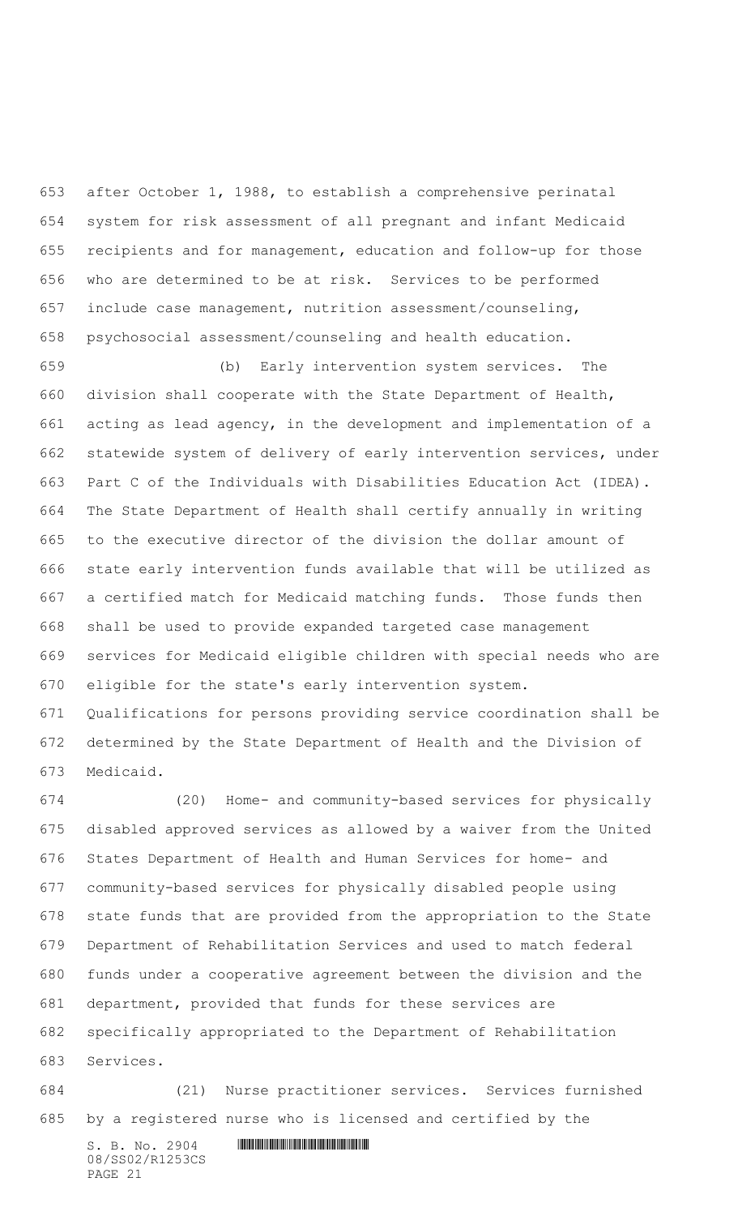after October 1, 1988, to establish a comprehensive perinatal system for risk assessment of all pregnant and infant Medicaid recipients and for management, education and follow-up for those who are determined to be at risk. Services to be performed include case management, nutrition assessment/counseling, psychosocial assessment/counseling and health education.

(b) Early intervention system services. The division shall cooperate with the State Department of Health, acting as lead agency, in the development and implementation of a statewide system of delivery of early intervention services, under Part C of the Individuals with Disabilities Education Act (IDEA). The State Department of Health shall certify annually in writing to the executive director of the division the dollar amount of state early intervention funds available that will be utilized as a certified match for Medicaid matching funds. Those funds then shall be used to provide expanded targeted case management services for Medicaid eligible children with special needs who are eligible for the state's early intervention system. Qualifications for persons providing service coordination shall be determined by the State Department of Health and the Division of Medicaid.

(20) Home- and community-based services for physically disabled approved services as allowed by a waiver from the United States Department of Health and Human Services for home- and community-based services for physically disabled people using state funds that are provided from the appropriation to the State Department of Rehabilitation Services and used to match federal funds under a cooperative agreement between the division and the department, provided that funds for these services are specifically appropriated to the Department of Rehabilitation Services.

(21) Nurse practitioner services. Services furnished by a registered nurse who is licensed and certified by the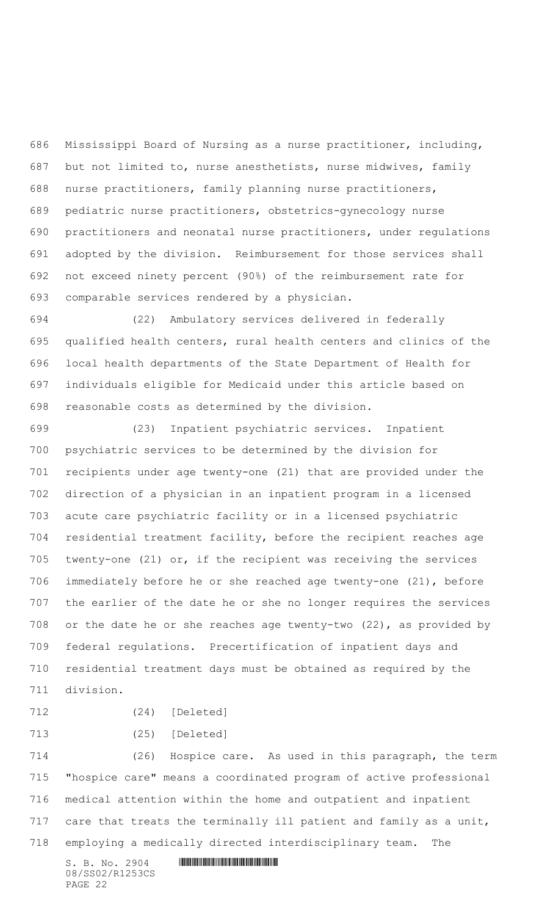Mississippi Board of Nursing as a nurse practitioner, including, but not limited to, nurse anesthetists, nurse midwives, family nurse practitioners, family planning nurse practitioners, pediatric nurse practitioners, obstetrics-gynecology nurse practitioners and neonatal nurse practitioners, under regulations adopted by the division. Reimbursement for those services shall not exceed ninety percent (90%) of the reimbursement rate for comparable services rendered by a physician.

(22) Ambulatory services delivered in federally qualified health centers, rural health centers and clinics of the local health departments of the State Department of Health for individuals eligible for Medicaid under this article based on reasonable costs as determined by the division.

(23) Inpatient psychiatric services. Inpatient psychiatric services to be determined by the division for recipients under age twenty-one (21) that are provided under the direction of a physician in an inpatient program in a licensed acute care psychiatric facility or in a licensed psychiatric residential treatment facility, before the recipient reaches age twenty-one (21) or, if the recipient was receiving the services immediately before he or she reached age twenty-one (21), before the earlier of the date he or she no longer requires the services or the date he or she reaches age twenty-two (22), as provided by federal regulations. Precertification of inpatient days and residential treatment days must be obtained as required by the division.

(24) [Deleted]

(25) [Deleted]

(26) Hospice care. As used in this paragraph, the term "hospice care" means a coordinated program of active professional medical attention within the home and outpatient and inpatient care that treats the terminally ill patient and family as a unit, employing a medically directed interdisciplinary team. The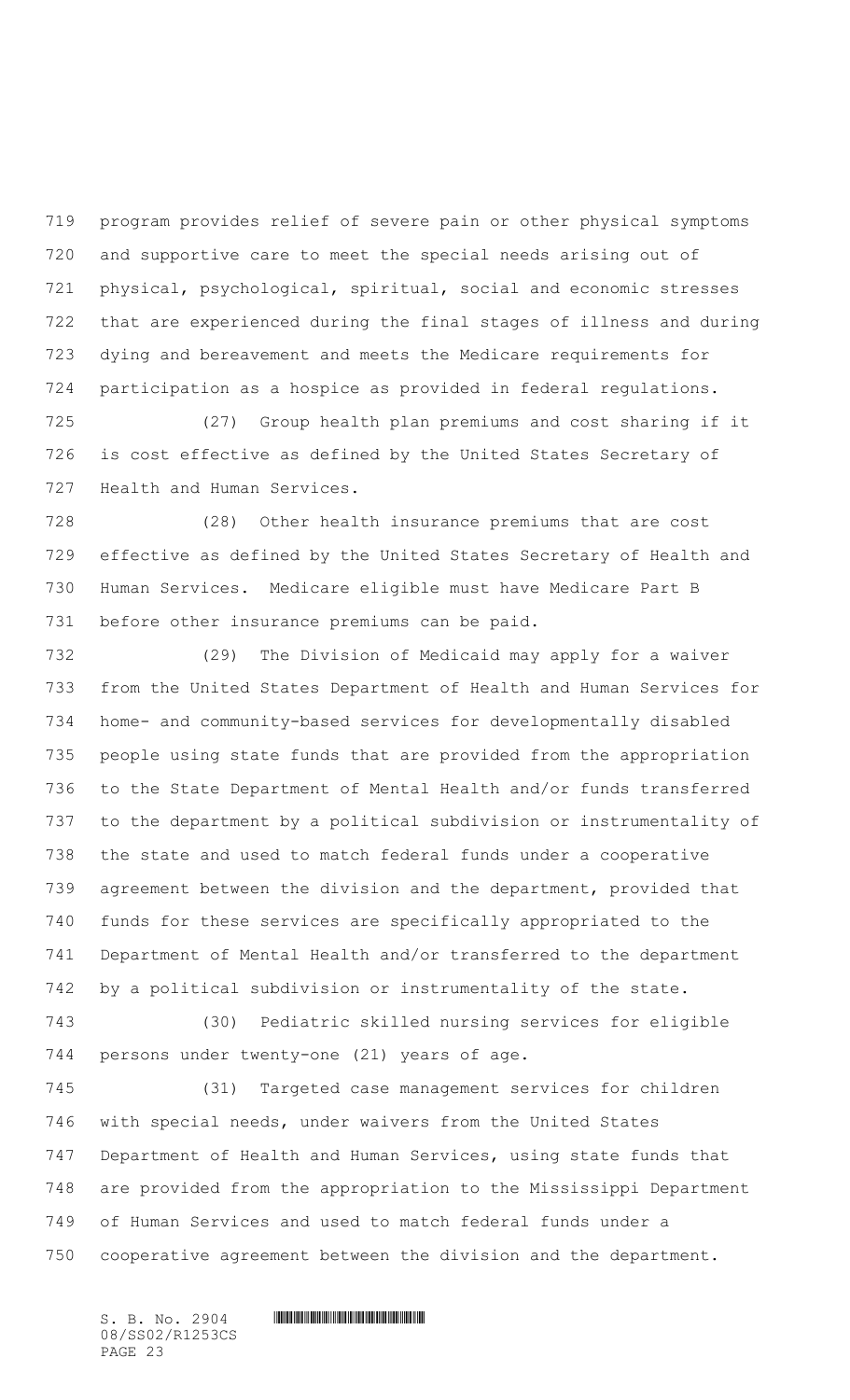program provides relief of severe pain or other physical symptoms and supportive care to meet the special needs arising out of physical, psychological, spiritual, social and economic stresses that are experienced during the final stages of illness and during dying and bereavement and meets the Medicare requirements for participation as a hospice as provided in federal regulations.

(27) Group health plan premiums and cost sharing if it is cost effective as defined by the United States Secretary of Health and Human Services.

(28) Other health insurance premiums that are cost effective as defined by the United States Secretary of Health and Human Services. Medicare eligible must have Medicare Part B before other insurance premiums can be paid.

(29) The Division of Medicaid may apply for a waiver from the United States Department of Health and Human Services for home- and community-based services for developmentally disabled people using state funds that are provided from the appropriation to the State Department of Mental Health and/or funds transferred to the department by a political subdivision or instrumentality of the state and used to match federal funds under a cooperative agreement between the division and the department, provided that funds for these services are specifically appropriated to the Department of Mental Health and/or transferred to the department by a political subdivision or instrumentality of the state.

(30) Pediatric skilled nursing services for eligible persons under twenty-one (21) years of age.

(31) Targeted case management services for children with special needs, under waivers from the United States Department of Health and Human Services, using state funds that are provided from the appropriation to the Mississippi Department of Human Services and used to match federal funds under a cooperative agreement between the division and the department.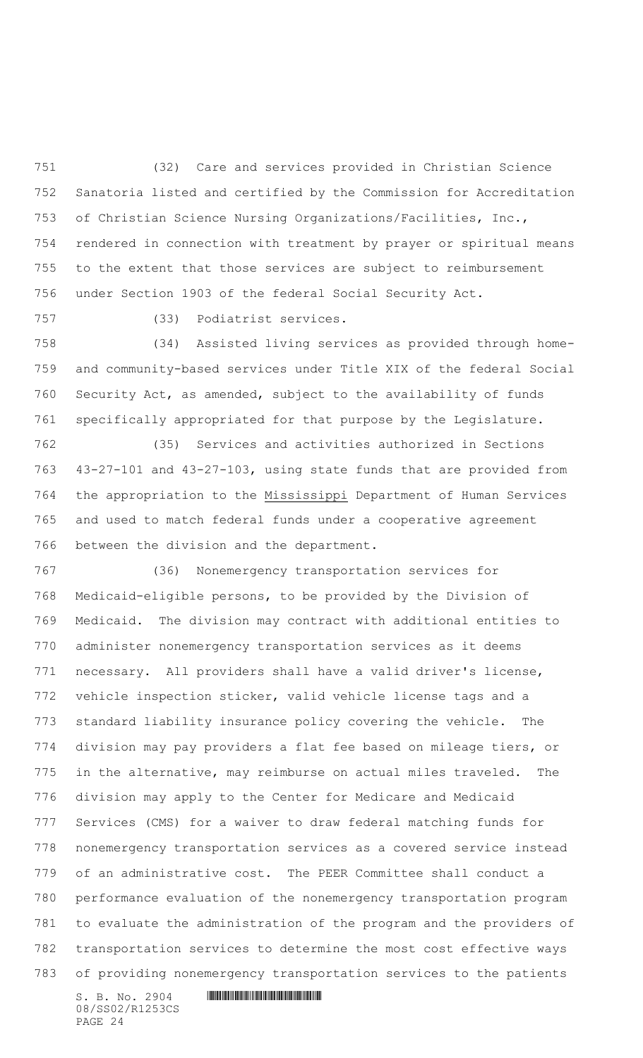(32) Care and services provided in Christian Science Sanatoria listed and certified by the Commission for Accreditation of Christian Science Nursing Organizations/Facilities, Inc., rendered in connection with treatment by prayer or spiritual means to the extent that those services are subject to reimbursement under Section 1903 of the federal Social Security Act.

(33) Podiatrist services.

(34) Assisted living services as provided through home- and community-based services under Title XIX of the federal Social Security Act, as amended, subject to the availability of funds specifically appropriated for that purpose by the Legislature.

(35) Services and activities authorized in Sections 43-27-101 and 43-27-103, using state funds that are provided from the appropriation to the Mississippi Department of Human Services and used to match federal funds under a cooperative agreement between the division and the department.

(36) Nonemergency transportation services for Medicaid-eligible persons, to be provided by the Division of Medicaid. The division may contract with additional entities to administer nonemergency transportation services as it deems necessary. All providers shall have a valid driver's license, vehicle inspection sticker, valid vehicle license tags and a standard liability insurance policy covering the vehicle. The division may pay providers a flat fee based on mileage tiers, or in the alternative, may reimburse on actual miles traveled. The division may apply to the Center for Medicare and Medicaid Services (CMS) for a waiver to draw federal matching funds for nonemergency transportation services as a covered service instead of an administrative cost. The PEER Committee shall conduct a performance evaluation of the nonemergency transportation program to evaluate the administration of the program and the providers of transportation services to determine the most cost effective ways of providing nonemergency transportation services to the patients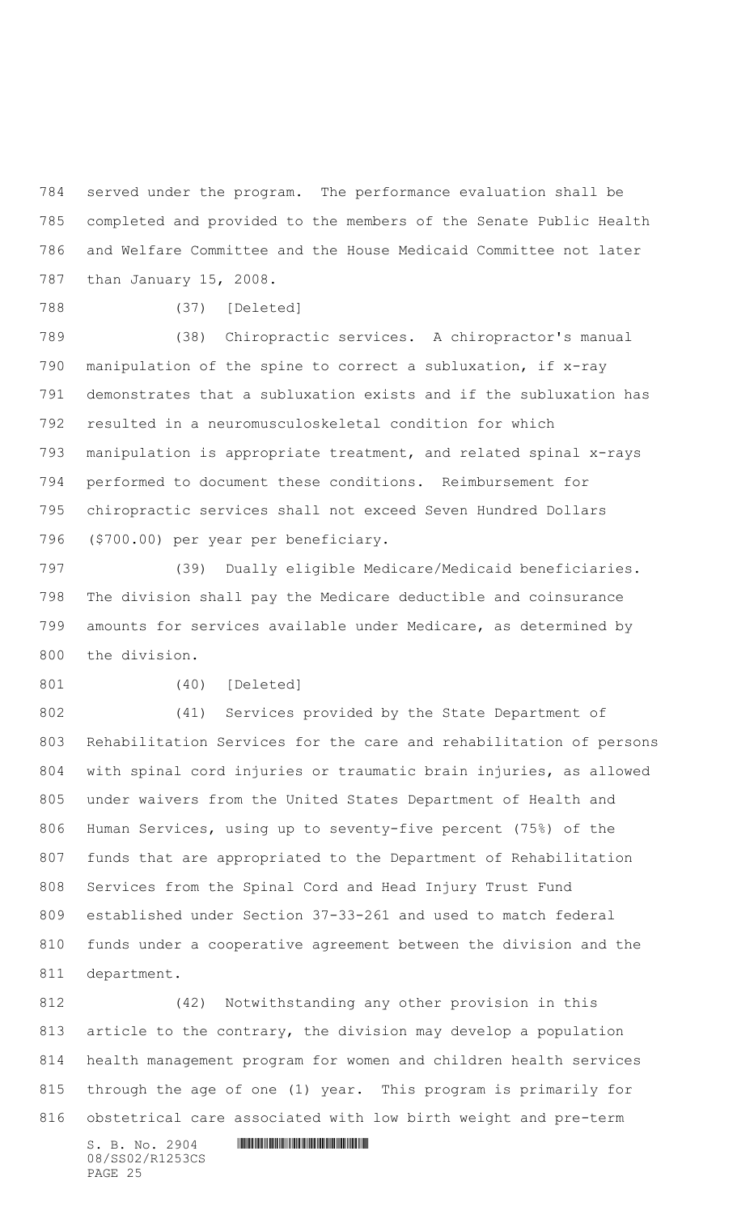served under the program. The performance evaluation shall be completed and provided to the members of the Senate Public Health and Welfare Committee and the House Medicaid Committee not later than January 15, 2008.

(37) [Deleted]

(38) Chiropractic services. A chiropractor's manual manipulation of the spine to correct a subluxation, if x-ray demonstrates that a subluxation exists and if the subluxation has resulted in a neuromusculoskeletal condition for which manipulation is appropriate treatment, and related spinal x-rays performed to document these conditions. Reimbursement for chiropractic services shall not exceed Seven Hundred Dollars ($700.00) per year per beneficiary.

(39) Dually eligible Medicare/Medicaid beneficiaries. The division shall pay the Medicare deductible and coinsurance amounts for services available under Medicare, as determined by the division.

(40) [Deleted]

(41) Services provided by the State Department of Rehabilitation Services for the care and rehabilitation of persons with spinal cord injuries or traumatic brain injuries, as allowed under waivers from the United States Department of Health and Human Services, using up to seventy-five percent (75%) of the funds that are appropriated to the Department of Rehabilitation Services from the Spinal Cord and Head Injury Trust Fund established under Section 37-33-261 and used to match federal funds under a cooperative agreement between the division and the department.

(42) Notwithstanding any other provision in this article to the contrary, the division may develop a population health management program for women and children health services through the age of one (1) year. This program is primarily for obstetrical care associated with low birth weight and pre-term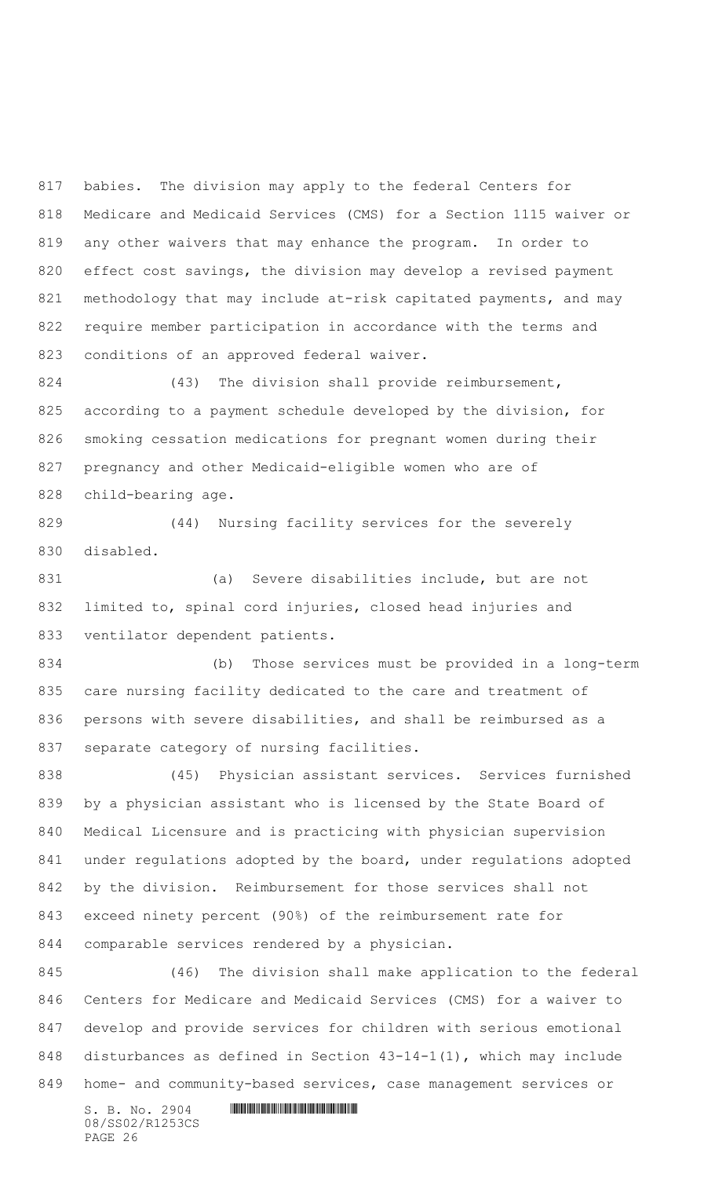babies. The division may apply to the federal Centers for Medicare and Medicaid Services (CMS) for a Section 1115 waiver or any other waivers that may enhance the program. In order to effect cost savings, the division may develop a revised payment methodology that may include at-risk capitated payments, and may require member participation in accordance with the terms and conditions of an approved federal waiver.

(43) The division shall provide reimbursement, according to a payment schedule developed by the division, for smoking cessation medications for pregnant women during their pregnancy and other Medicaid-eligible women who are of child-bearing age.

(44) Nursing facility services for the severely disabled.

(a) Severe disabilities include, but are not limited to, spinal cord injuries, closed head injuries and ventilator dependent patients.

(b) Those services must be provided in a long-term care nursing facility dedicated to the care and treatment of persons with severe disabilities, and shall be reimbursed as a separate category of nursing facilities.

(45) Physician assistant services. Services furnished by a physician assistant who is licensed by the State Board of Medical Licensure and is practicing with physician supervision under regulations adopted by the board, under regulations adopted by the division. Reimbursement for those services shall not exceed ninety percent (90%) of the reimbursement rate for comparable services rendered by a physician.

(46) The division shall make application to the federal Centers for Medicare and Medicaid Services (CMS) for a waiver to develop and provide services for children with serious emotional disturbances as defined in Section 43-14-1(1), which may include home- and community-based services, case management services or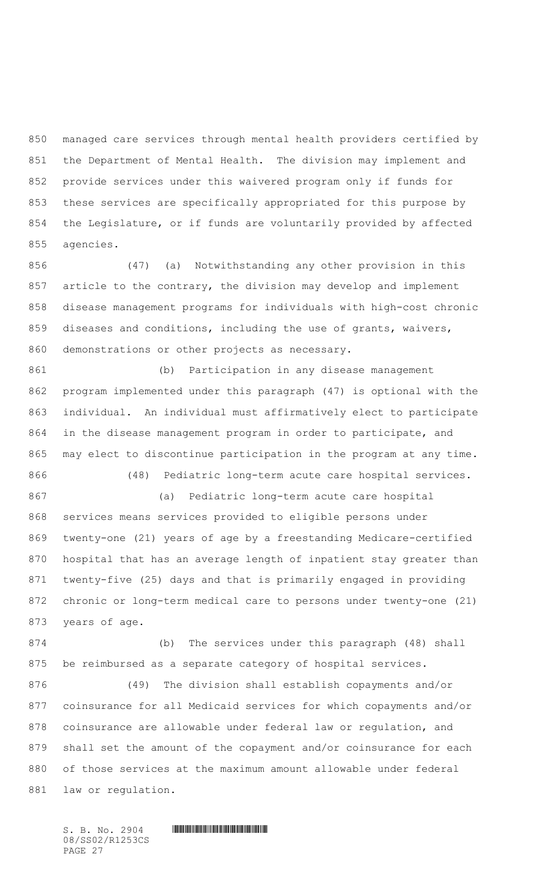managed care services through mental health providers certified by the Department of Mental Health. The division may implement and provide services under this waivered program only if funds for these services are specifically appropriated for this purpose by the Legislature, or if funds are voluntarily provided by affected agencies.

(47) (a) Notwithstanding any other provision in this article to the contrary, the division may develop and implement disease management programs for individuals with high-cost chronic diseases and conditions, including the use of grants, waivers, demonstrations or other projects as necessary.

(b) Participation in any disease management program implemented under this paragraph (47) is optional with the individual. An individual must affirmatively elect to participate in the disease management program in order to participate, and may elect to discontinue participation in the program at any time.

(48) Pediatric long-term acute care hospital services.

(a) Pediatric long-term acute care hospital services means services provided to eligible persons under twenty-one (21) years of age by a freestanding Medicare-certified hospital that has an average length of inpatient stay greater than twenty-five (25) days and that is primarily engaged in providing chronic or long-term medical care to persons under twenty-one (21) years of age.

(b) The services under this paragraph (48) shall be reimbursed as a separate category of hospital services.

(49) The division shall establish copayments and/or coinsurance for all Medicaid services for which copayments and/or coinsurance are allowable under federal law or regulation, and shall set the amount of the copayment and/or coinsurance for each of those services at the maximum amount allowable under federal law or regulation.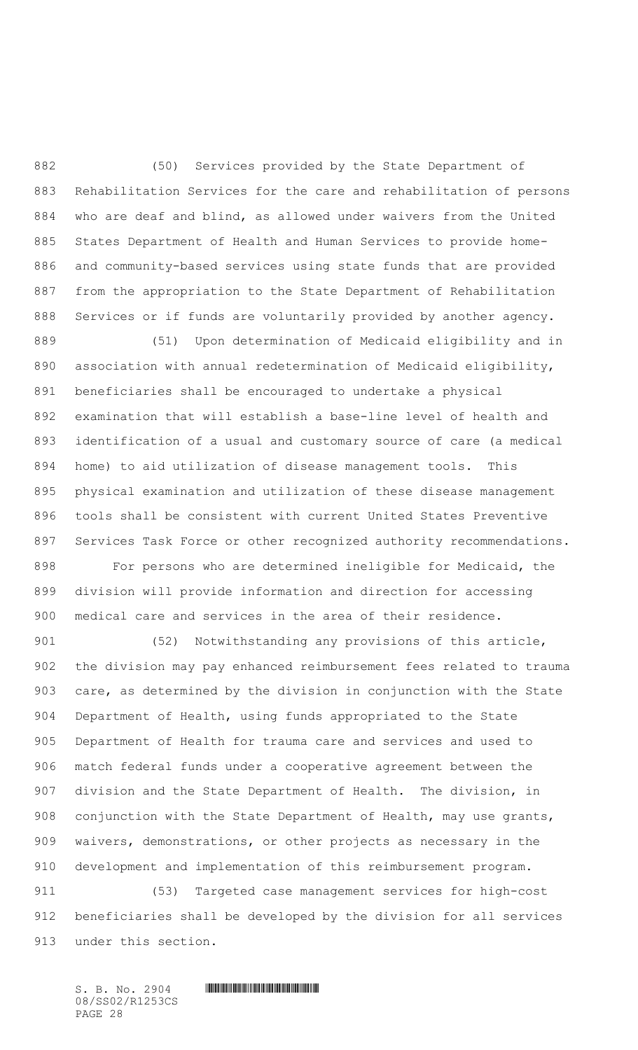(50) Services provided by the State Department of Rehabilitation Services for the care and rehabilitation of persons who are deaf and blind, as allowed under waivers from the United States Department of Health and Human Services to provide home- and community-based services using state funds that are provided from the appropriation to the State Department of Rehabilitation Services or if funds are voluntarily provided by another agency.

(51) Upon determination of Medicaid eligibility and in association with annual redetermination of Medicaid eligibility, beneficiaries shall be encouraged to undertake a physical examination that will establish a base-line level of health and identification of a usual and customary source of care (a medical home) to aid utilization of disease management tools. This physical examination and utilization of these disease management tools shall be consistent with current United States Preventive Services Task Force or other recognized authority recommendations.

For persons who are determined ineligible for Medicaid, the division will provide information and direction for accessing medical care and services in the area of their residence.

(52) Notwithstanding any provisions of this article, the division may pay enhanced reimbursement fees related to trauma care, as determined by the division in conjunction with the State Department of Health, using funds appropriated to the State Department of Health for trauma care and services and used to match federal funds under a cooperative agreement between the division and the State Department of Health. The division, in conjunction with the State Department of Health, may use grants, waivers, demonstrations, or other projects as necessary in the development and implementation of this reimbursement program.

(53) Targeted case management services for high-cost beneficiaries shall be developed by the division for all services under this section.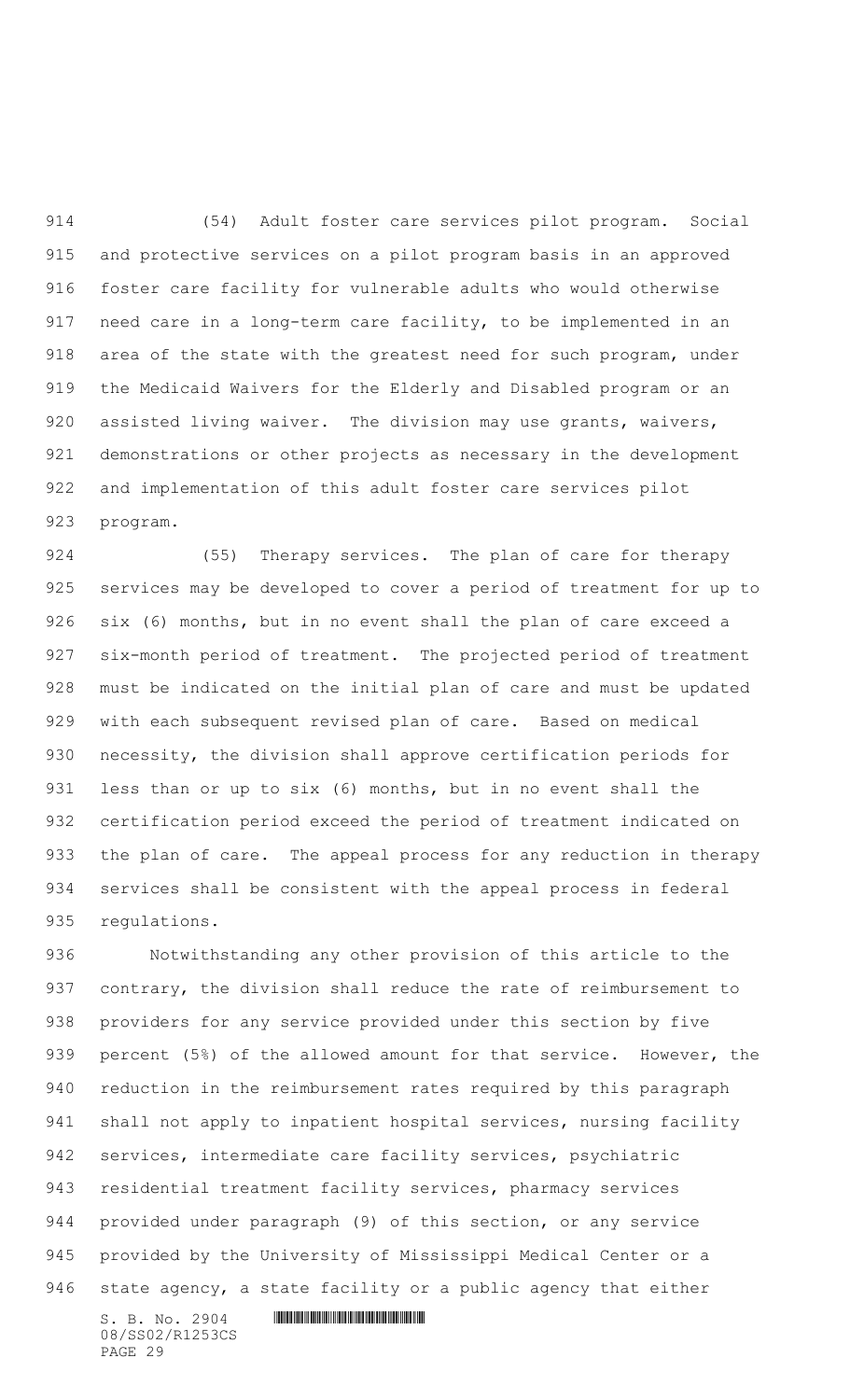(54) Adult foster care services pilot program. Social and protective services on a pilot program basis in an approved foster care facility for vulnerable adults who would otherwise need care in a long-term care facility, to be implemented in an area of the state with the greatest need for such program, under the Medicaid Waivers for the Elderly and Disabled program or an assisted living waiver. The division may use grants, waivers, demonstrations or other projects as necessary in the development and implementation of this adult foster care services pilot program.

(55) Therapy services. The plan of care for therapy services may be developed to cover a period of treatment for up to six (6) months, but in no event shall the plan of care exceed a six-month period of treatment. The projected period of treatment must be indicated on the initial plan of care and must be updated with each subsequent revised plan of care. Based on medical necessity, the division shall approve certification periods for less than or up to six (6) months, but in no event shall the certification period exceed the period of treatment indicated on the plan of care. The appeal process for any reduction in therapy services shall be consistent with the appeal process in federal regulations.

Notwithstanding any other provision of this article to the contrary, the division shall reduce the rate of reimbursement to providers for any service provided under this section by five percent (5%) of the allowed amount for that service. However, the reduction in the reimbursement rates required by this paragraph shall not apply to inpatient hospital services, nursing facility services, intermediate care facility services, psychiatric residential treatment facility services, pharmacy services provided under paragraph (9) of this section, or any service provided by the University of Mississippi Medical Center or a state agency, a state facility or a public agency that either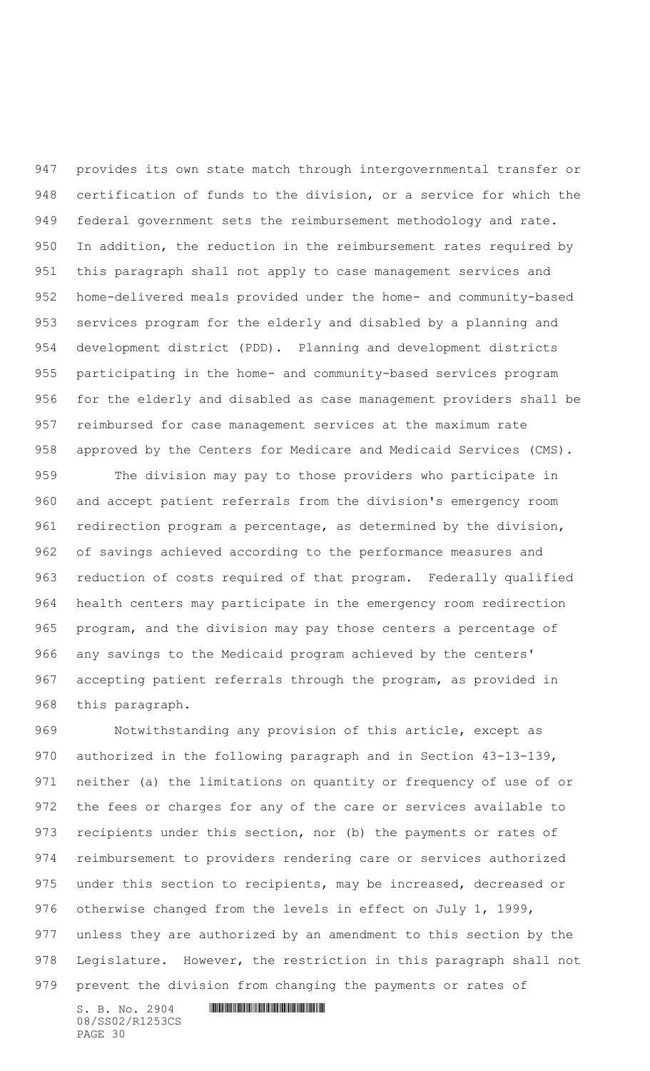provides its own state match through intergovernmental transfer or certification of funds to the division, or a service for which the federal government sets the reimbursement methodology and rate. In addition, the reduction in the reimbursement rates required by this paragraph shall not apply to case management services and home-delivered meals provided under the home- and community-based services program for the elderly and disabled by a planning and development district (PDD). Planning and development districts participating in the home- and community-based services program for the elderly and disabled as case management providers shall be reimbursed for case management services at the maximum rate approved by the Centers for Medicare and Medicaid Services (CMS).

The division may pay to those providers who participate in and accept patient referrals from the division's emergency room redirection program a percentage, as determined by the division, of savings achieved according to the performance measures and reduction of costs required of that program. Federally qualified health centers may participate in the emergency room redirection program, and the division may pay those centers a percentage of any savings to the Medicaid program achieved by the centers' accepting patient referrals through the program, as provided in this paragraph.

Notwithstanding any provision of this article, except as authorized in the following paragraph and in Section 43-13-139, neither (a) the limitations on quantity or frequency of use of or the fees or charges for any of the care or services available to recipients under this section, nor (b) the payments or rates of reimbursement to providers rendering care or services authorized under this section to recipients, may be increased, decreased or otherwise changed from the levels in effect on July 1, 1999, unless they are authorized by an amendment to this section by the Legislature. However, the restriction in this paragraph shall not prevent the division from changing the payments or rates of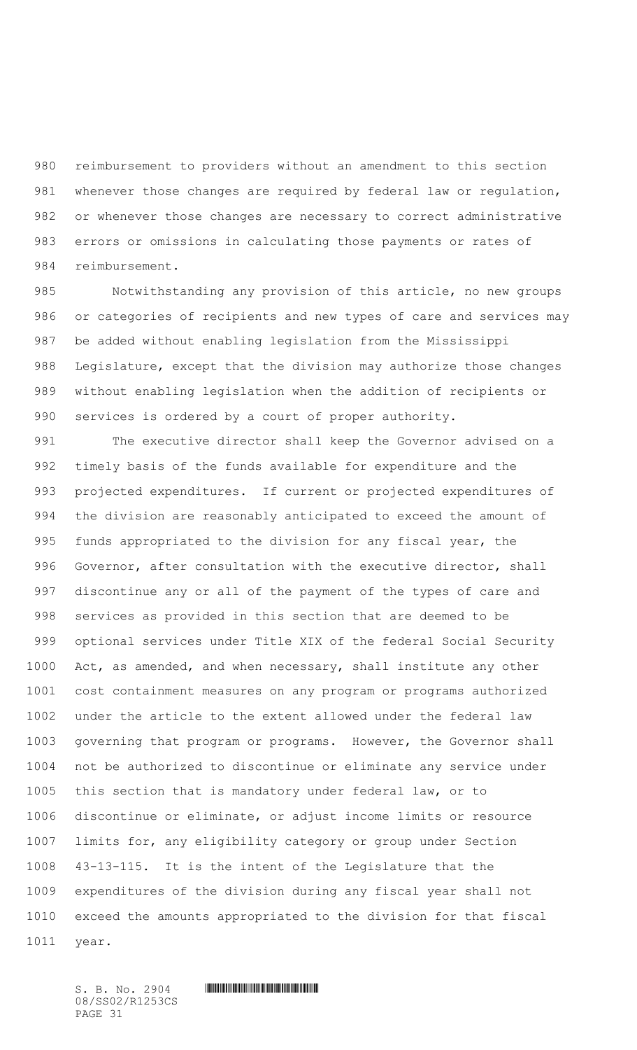reimbursement to providers without an amendment to this section whenever those changes are required by federal law or regulation, or whenever those changes are necessary to correct administrative errors or omissions in calculating those payments or rates of reimbursement.

Notwithstanding any provision of this article, no new groups or categories of recipients and new types of care and services may be added without enabling legislation from the Mississippi Legislature, except that the division may authorize those changes without enabling legislation when the addition of recipients or services is ordered by a court of proper authority.

The executive director shall keep the Governor advised on a timely basis of the funds available for expenditure and the projected expenditures. If current or projected expenditures of the division are reasonably anticipated to exceed the amount of funds appropriated to the division for any fiscal year, the Governor, after consultation with the executive director, shall discontinue any or all of the payment of the types of care and services as provided in this section that are deemed to be optional services under Title XIX of the federal Social Security Act, as amended, and when necessary, shall institute any other cost containment measures on any program or programs authorized under the article to the extent allowed under the federal law governing that program or programs. However, the Governor shall not be authorized to discontinue or eliminate any service under this section that is mandatory under federal law, or to discontinue or eliminate, or adjust income limits or resource limits for, any eligibility category or group under Section 43-13-115. It is the intent of the Legislature that the expenditures of the division during any fiscal year shall not exceed the amounts appropriated to the division for that fiscal year.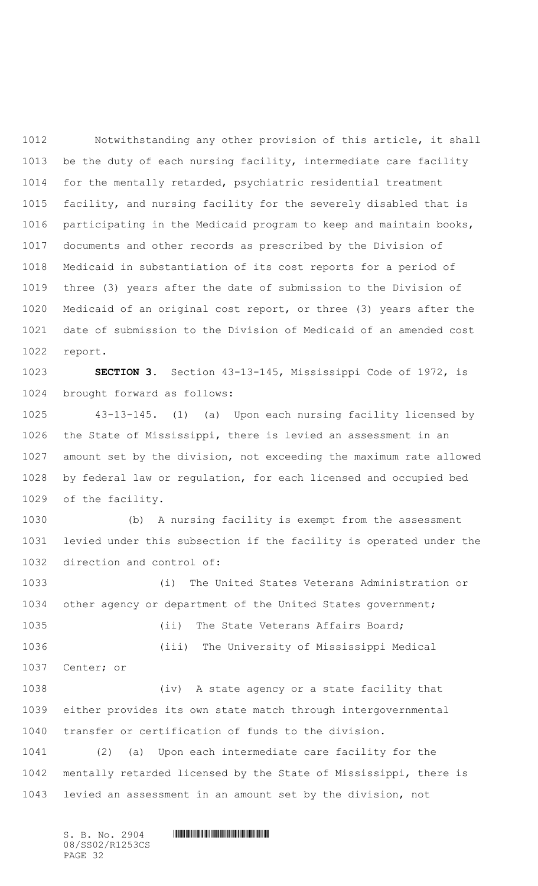Notwithstanding any other provision of this article, it shall be the duty of each nursing facility, intermediate care facility for the mentally retarded, psychiatric residential treatment facility, and nursing facility for the severely disabled that is participating in the Medicaid program to keep and maintain books, documents and other records as prescribed by the Division of Medicaid in substantiation of its cost reports for a period of three (3) years after the date of submission to the Division of Medicaid of an original cost report, or three (3) years after the date of submission to the Division of Medicaid of an amended cost report.

**SECTION 3.** Section 43-13-145, Mississippi Code of 1972, is brought forward as follows:

43-13-145. (1) (a) Upon each nursing facility licensed by the State of Mississippi, there is levied an assessment in an amount set by the division, not exceeding the maximum rate allowed by federal law or regulation, for each licensed and occupied bed of the facility.

(b) A nursing facility is exempt from the assessment levied under this subsection if the facility is operated under the direction and control of:

(i) The United States Veterans Administration or other agency or department of the United States government;

(ii) The State Veterans Affairs Board;

(iii) The University of Mississippi Medical Center; or

(iv) A state agency or a state facility that either provides its own state match through intergovernmental transfer or certification of funds to the division.

(2) (a) Upon each intermediate care facility for the mentally retarded licensed by the State of Mississippi, there is levied an assessment in an amount set by the division, not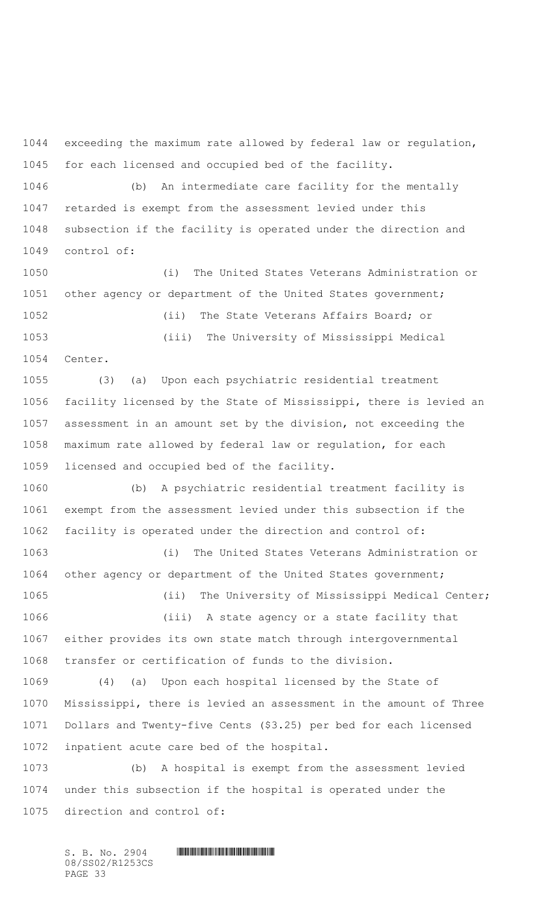exceeding the maximum rate allowed by federal law or regulation, for each licensed and occupied bed of the facility.

(b) An intermediate care facility for the mentally retarded is exempt from the assessment levied under this subsection if the facility is operated under the direction and control of:

(i) The United States Veterans Administration or other agency or department of the United States government;

(ii) The State Veterans Affairs Board; or

(iii) The University of Mississippi Medical Center.

(3) (a) Upon each psychiatric residential treatment facility licensed by the State of Mississippi, there is levied an assessment in an amount set by the division, not exceeding the maximum rate allowed by federal law or regulation, for each licensed and occupied bed of the facility.

(b) A psychiatric residential treatment facility is exempt from the assessment levied under this subsection if the facility is operated under the direction and control of:

(i) The United States Veterans Administration or other agency or department of the United States government;

(ii) The University of Mississippi Medical Center;

(iii) A state agency or a state facility that either provides its own state match through intergovernmental transfer or certification of funds to the division.

(4) (a) Upon each hospital licensed by the State of Mississippi, there is levied an assessment in the amount of Three Dollars and Twenty-five Cents ($3.25) per bed for each licensed inpatient acute care bed of the hospital.

(b) A hospital is exempt from the assessment levied under this subsection if the hospital is operated under the direction and control of: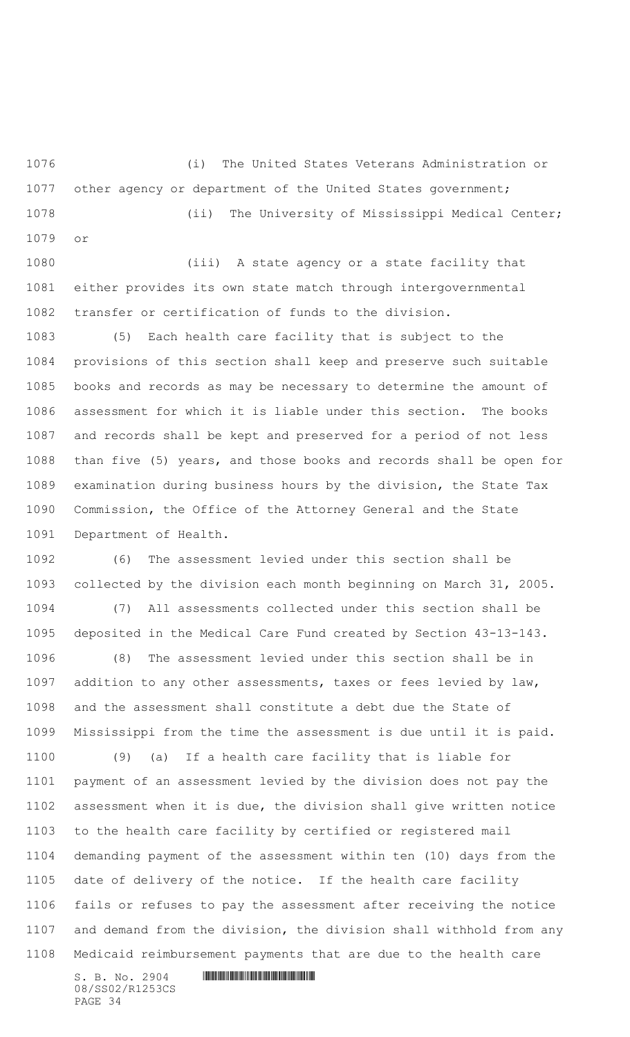(i) The United States Veterans Administration or other agency or department of the United States government;

(ii) The University of Mississippi Medical Center; or

(iii) A state agency or a state facility that either provides its own state match through intergovernmental transfer or certification of funds to the division.

(5) Each health care facility that is subject to the provisions of this section shall keep and preserve such suitable books and records as may be necessary to determine the amount of assessment for which it is liable under this section. The books and records shall be kept and preserved for a period of not less than five (5) years, and those books and records shall be open for examination during business hours by the division, the State Tax Commission, the Office of the Attorney General and the State Department of Health.

(6) The assessment levied under this section shall be collected by the division each month beginning on March 31, 2005.

(7) All assessments collected under this section shall be deposited in the Medical Care Fund created by Section 43-13-143.

(8) The assessment levied under this section shall be in addition to any other assessments, taxes or fees levied by law, and the assessment shall constitute a debt due the State of Mississippi from the time the assessment is due until it is paid.

(9) (a) If a health care facility that is liable for payment of an assessment levied by the division does not pay the assessment when it is due, the division shall give written notice to the health care facility by certified or registered mail demanding payment of the assessment within ten (10) days from the date of delivery of the notice. If the health care facility fails or refuses to pay the assessment after receiving the notice and demand from the division, the division shall withhold from any Medicaid reimbursement payments that are due to the health care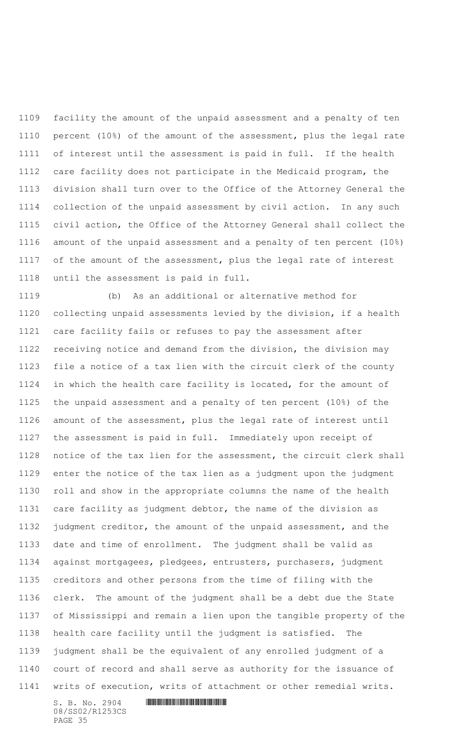facility the amount of the unpaid assessment and a penalty of ten percent (10%) of the amount of the assessment, plus the legal rate of interest until the assessment is paid in full. If the health care facility does not participate in the Medicaid program, the division shall turn over to the Office of the Attorney General the collection of the unpaid assessment by civil action. In any such civil action, the Office of the Attorney General shall collect the amount of the unpaid assessment and a penalty of ten percent (10%) of the amount of the assessment, plus the legal rate of interest until the assessment is paid in full.

(b) As an additional or alternative method for collecting unpaid assessments levied by the division, if a health care facility fails or refuses to pay the assessment after receiving notice and demand from the division, the division may file a notice of a tax lien with the circuit clerk of the county in which the health care facility is located, for the amount of the unpaid assessment and a penalty of ten percent (10%) of the amount of the assessment, plus the legal rate of interest until the assessment is paid in full. Immediately upon receipt of notice of the tax lien for the assessment, the circuit clerk shall enter the notice of the tax lien as a judgment upon the judgment roll and show in the appropriate columns the name of the health care facility as judgment debtor, the name of the division as judgment creditor, the amount of the unpaid assessment, and the date and time of enrollment. The judgment shall be valid as against mortgagees, pledgees, entrusters, purchasers, judgment creditors and other persons from the time of filing with the clerk. The amount of the judgment shall be a debt due the State of Mississippi and remain a lien upon the tangible property of the health care facility until the judgment is satisfied. The judgment shall be the equivalent of any enrolled judgment of a court of record and shall serve as authority for the issuance of writs of execution, writs of attachment or other remedial writs.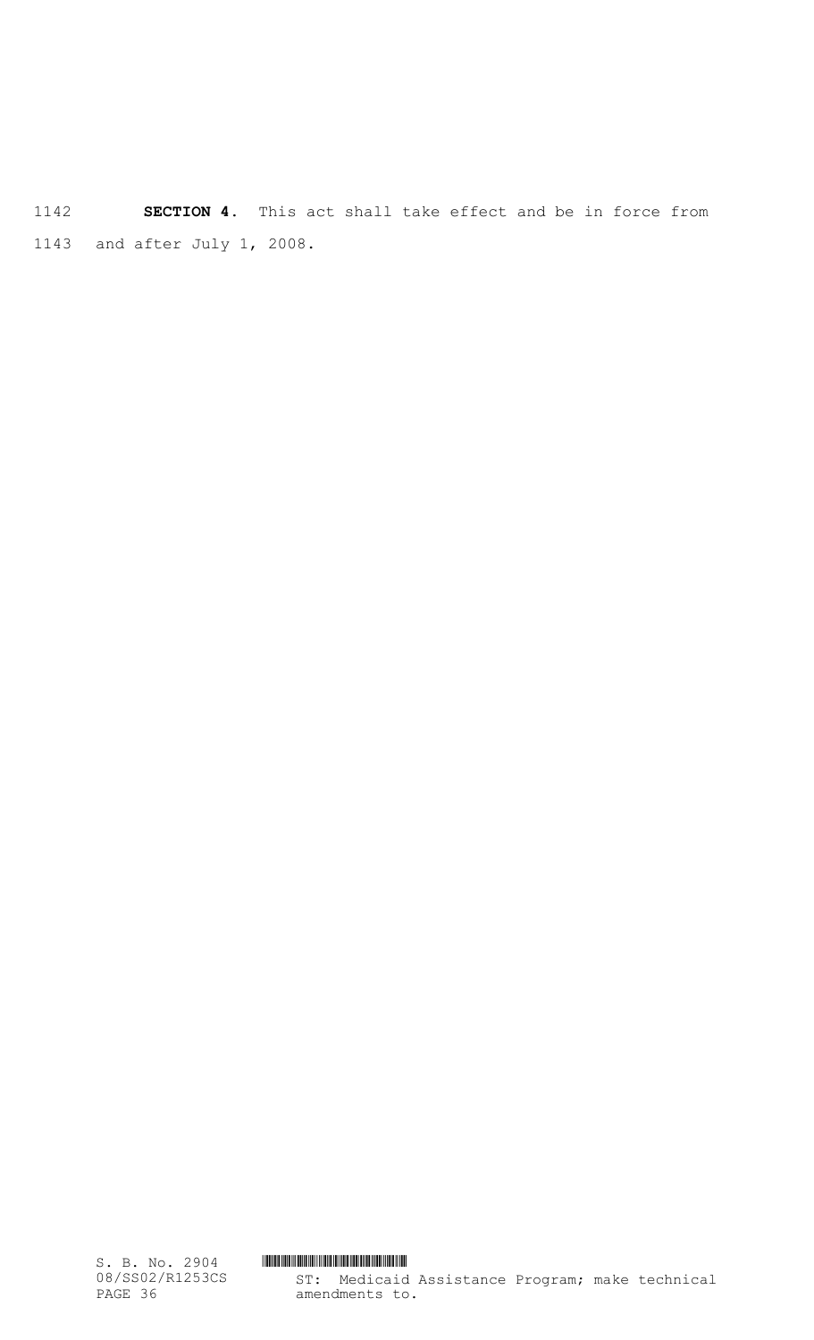**SECTION 4.** This act shall take effect and be in force from and after July 1, 2008.